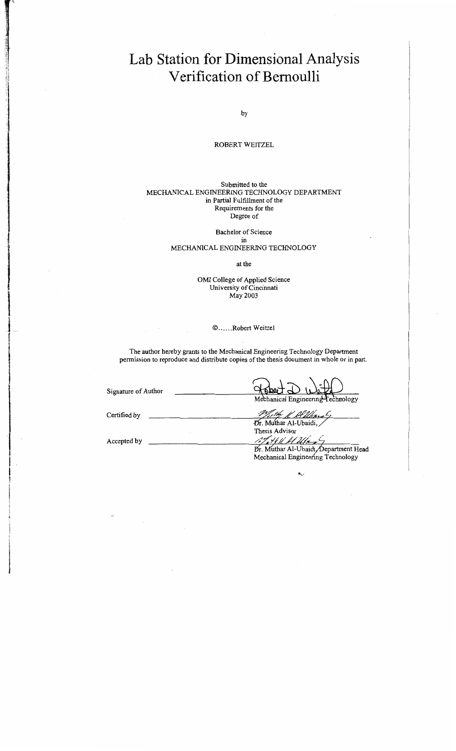# Lab Station for Dimensional Analysis Verification of Bernoulli

by

ROBERT WEITZEL

Submitted to the
MECHANICAL ENGINEERING TECHNOLOGY DEPARTMENT
in Partial Fulfillment of the
Requirements for the
Degree of

Bachelor of Science
in
MECHANICAL ENGINEERING TECHNOLOGY

at the

OMI College of Applied Science
University of Cincinnati
May 2003

©......Robert Weitzel

The author hereby grants to the Mechanical Engineering Technology Department permission to reproduce and distribute copies of the thesis document in whole or in part.

Signature of Author ______________________
Mechanical Engineering Technology

Certified by ______________________
Dr. Muthar Al-Ubaidi,
Thesis Advisor

Accepted by ______________________
Dr. Muthar Al-Ubaidi, Department Head
Mechanical Engineering Technology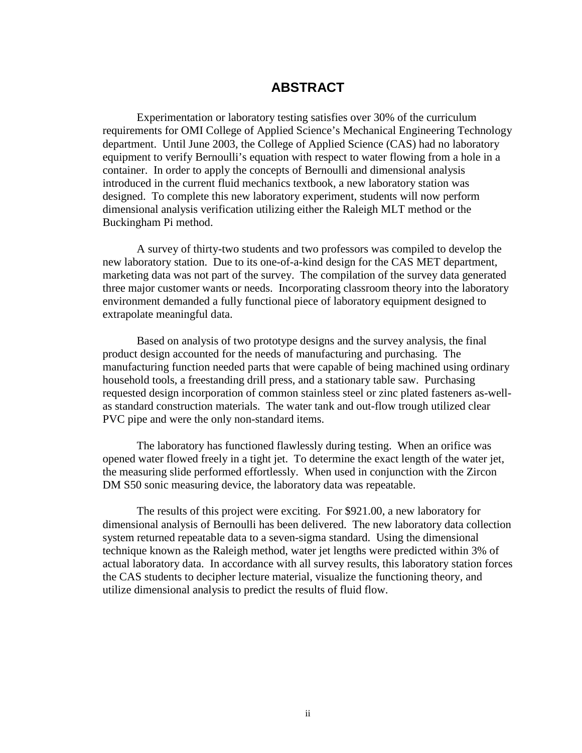# ABSTRACT

Experimentation or laboratory testing satisfies over 30% of the curriculum requirements for OMI College of Applied Science's Mechanical Engineering Technology department. Until June 2003, the College of Applied Science (CAS) had no laboratory equipment to verify Bernoulli's equation with respect to water flowing from a hole in a container. In order to apply the concepts of Bernoulli and dimensional analysis introduced in the current fluid mechanics textbook, a new laboratory station was designed. To complete this new laboratory experiment, students will now perform dimensional analysis verification utilizing either the Raleigh MLT method or the Buckingham Pi method.

A survey of thirty-two students and two professors was compiled to develop the new laboratory station. Due to its one-of-a-kind design for the CAS MET department, marketing data was not part of the survey. The compilation of the survey data generated three major customer wants or needs. Incorporating classroom theory into the laboratory environment demanded a fully functional piece of laboratory equipment designed to extrapolate meaningful data.

Based on analysis of two prototype designs and the survey analysis, the final product design accounted for the needs of manufacturing and purchasing. The manufacturing function needed parts that were capable of being machined using ordinary household tools, a freestanding drill press, and a stationary table saw. Purchasing requested design incorporation of common stainless steel or zinc plated fasteners as-well-as standard construction materials. The water tank and out-flow trough utilized clear PVC pipe and were the only non-standard items.

The laboratory has functioned flawlessly during testing. When an orifice was opened water flowed freely in a tight jet. To determine the exact length of the water jet, the measuring slide performed effortlessly. When used in conjunction with the Zircon DM S50 sonic measuring device, the laboratory data was repeatable.

The results of this project were exciting. For $921.00, a new laboratory for dimensional analysis of Bernoulli has been delivered. The new laboratory data collection system returned repeatable data to a seven-sigma standard. Using the dimensional technique known as the Raleigh method, water jet lengths were predicted within 3% of actual laboratory data. In accordance with all survey results, this laboratory station forces the CAS students to decipher lecture material, visualize the functioning theory, and utilize dimensional analysis to predict the results of fluid flow.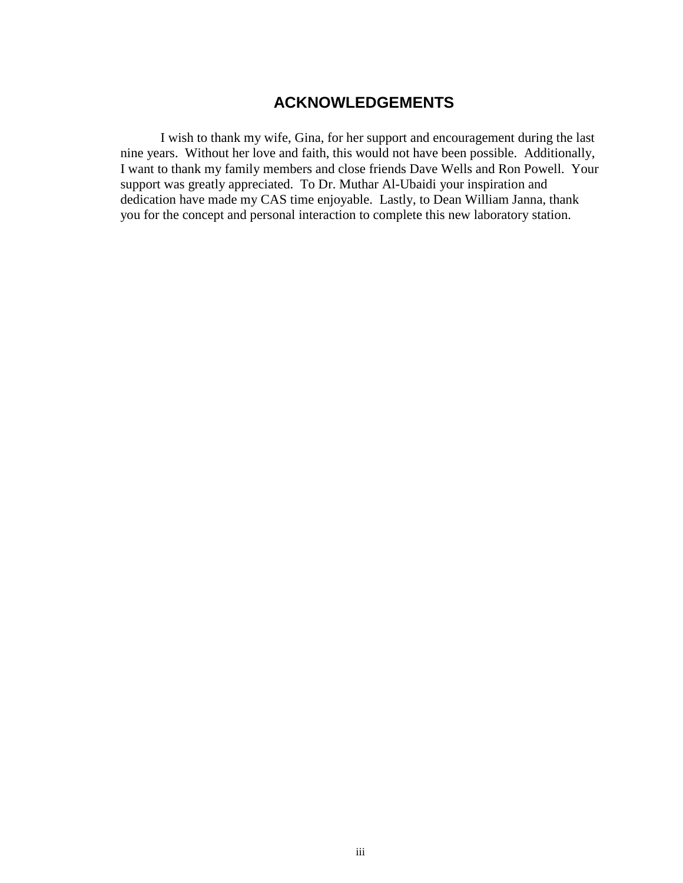# ACKNOWLEDGEMENTS

I wish to thank my wife, Gina, for her support and encouragement during the last nine years. Without her love and faith, this would not have been possible. Additionally, I want to thank my family members and close friends Dave Wells and Ron Powell. Your support was greatly appreciated. To Dr. Muthar Al-Ubaidi your inspiration and dedication have made my CAS time enjoyable. Lastly, to Dean William Janna, thank you for the concept and personal interaction to complete this new laboratory station.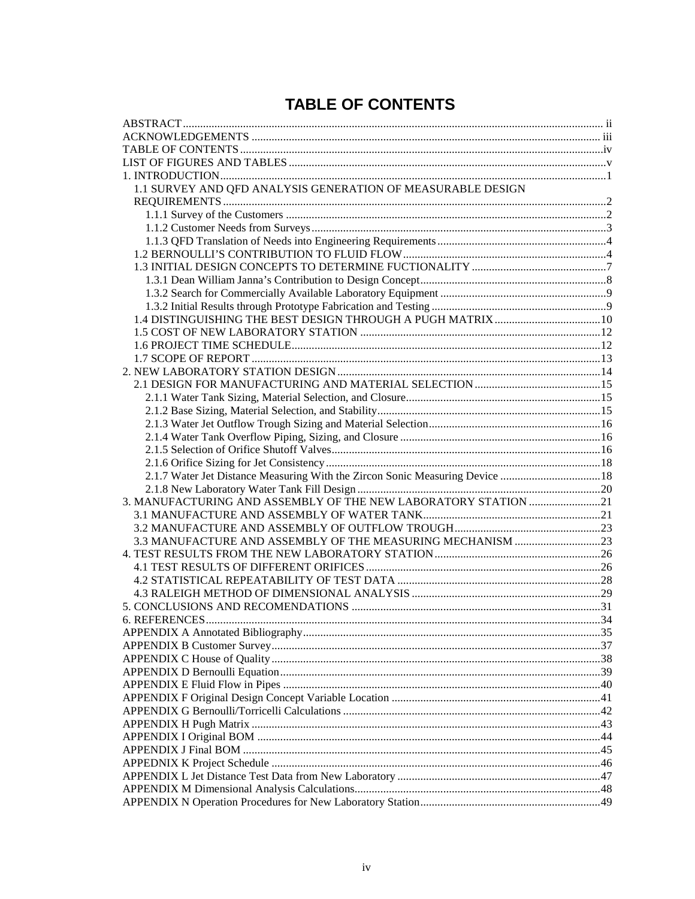# TABLE OF CONTENTS

ABSTRACT ........ ii
ACKNOWLEDGEMENTS ........ iii
TABLE OF CONTENTS ........ iv
LIST OF FIGURES AND TABLES ........ v
1. INTRODUCTION ........ 1
  1.1 SURVEY AND QFD ANALYSIS GENERATION OF MEASURABLE DESIGN REQUIREMENTS ........ 2
    1.1.1 Survey of the Customers ........ 2
    1.1.2 Customer Needs from Surveys ........ 3
    1.1.3 QFD Translation of Needs into Engineering Requirements ........ 4
  1.2 BERNOULLI'S CONTRIBUTION TO FLUID FLOW ........ 4
  1.3 INITIAL DESIGN CONCEPTS TO DETERMINE FUCTIONALITY ........ 7
    1.3.1 Dean William Janna's Contribution to Design Concept ........ 8
    1.3.2 Search for Commercially Available Laboratory Equipment ........ 9
    1.3.2 Initial Results through Prototype Fabrication and Testing ........ 9
  1.4 DISTINGUISHING THE BEST DESIGN THROUGH A PUGH MATRIX ........ 10
  1.5 COST OF NEW LABORATORY STATION ........ 12
  1.6 PROJECT TIME SCHEDULE ........ 12
  1.7 SCOPE OF REPORT ........ 13
2. NEW LABORATORY STATION DESIGN ........ 14
  2.1 DESIGN FOR MANUFACTURING AND MATERIAL SELECTION ........ 15
    2.1.1 Water Tank Sizing, Material Selection, and Closure ........ 15
    2.1.2 Base Sizing, Material Selection, and Stability ........ 15
    2.1.3 Water Jet Outflow Trough Sizing and Material Selection ........ 16
    2.1.4 Water Tank Overflow Piping, Sizing, and Closure ........ 16
    2.1.5 Selection of Orifice Shutoff Valves ........ 16
    2.1.6 Orifice Sizing for Jet Consistency ........ 18
    2.1.7 Water Jet Distance Measuring With the Zircon Sonic Measuring Device ........ 18
    2.1.8 New Laboratory Water Tank Fill Design ........ 20
3. MANUFACTURING AND ASSEMBLY OF THE NEW LABORATORY STATION ........ 21
  3.1 MANUFACTURE AND ASSEMBLY OF WATER TANK ........ 21
  3.2 MANUFACTURE AND ASSEMBLY OF OUTFLOW TROUGH ........ 23
  3.3 MANUFACTURE AND ASSEMBLY OF THE MEASURING MECHANISM ........ 23
4. TEST RESULTS FROM THE NEW LABORATORY STATION ........ 26
  4.1 TEST RESULTS OF DIFFERENT ORIFICES ........ 26
  4.2 STATISTICAL REPEATABILITY OF TEST DATA ........ 28
  4.3 RALEIGH METHOD OF DIMENSIONAL ANALYSIS ........ 29
5. CONCLUSIONS AND RECOMENDATIONS ........ 31
6. REFERENCES ........ 34
APPENDIX A Annotated Bibliography ........ 35
APPENDIX B Customer Survey ........ 37
APPENDIX C House of Quality ........ 38
APPENDIX D Bernoulli Equation ........ 39
APPENDIX E Fluid Flow in Pipes ........ 40
APPENDIX F Original Design Concept Variable Location ........ 41
APPENDIX G Bernoulli/Torricelli Calculations ........ 42
APPENDIX H Pugh Matrix ........ 43
APPENDIX I Original BOM ........ 44
APPENDIX J Final BOM ........ 45
APPEDNIX K Project Schedule ........ 46
APPENDIX L Jet Distance Test Data from New Laboratory ........ 47
APPENDIX M Dimensional Analysis Calculations ........ 48
APPENDIX N Operation Procedures for New Laboratory Station ........ 49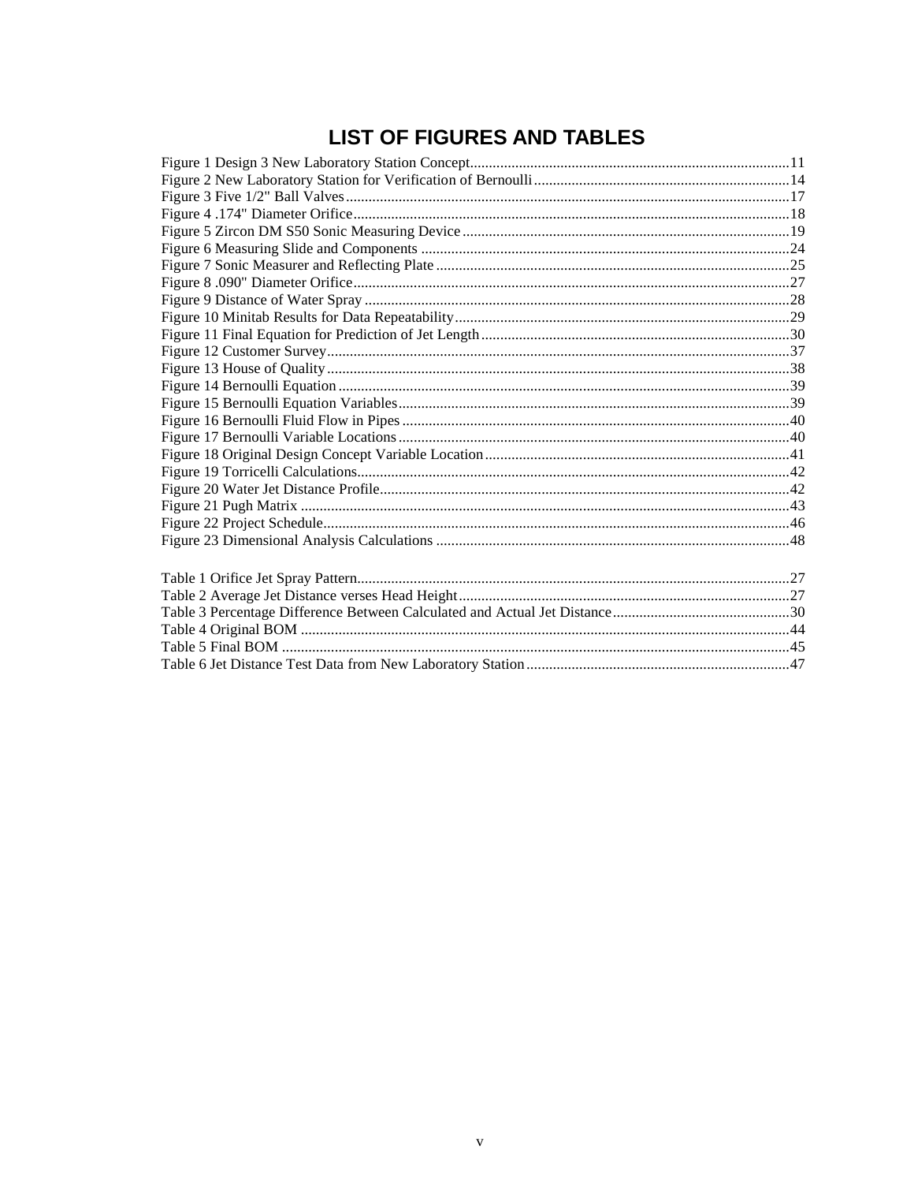# LIST OF FIGURES AND TABLES

Figure 1 Design 3 New Laboratory Station Concept....................................................................................11
Figure 2 New Laboratory Station for Verification of Bernoulli...................................................................14
Figure 3 Five 1/2" Ball Valves....................................................................................................................17
Figure 4 .174" Diameter Orifice..................................................................................................................18
Figure 5 Zircon DM S50 Sonic Measuring Device......................................................................................19
Figure 6 Measuring Slide and Components ................................................................................................24
Figure 7 Sonic Measurer and Reflecting Plate ............................................................................................25
Figure 8 .090" Diameter Orifice..................................................................................................................27
Figure 9 Distance of Water Spray ...............................................................................................................28
Figure 10 Minitab Results for Data Repeatability........................................................................................29
Figure 11 Final Equation for Prediction of Jet Length.................................................................................30
Figure 12 Customer Survey.........................................................................................................................37
Figure 13 House of Quality.........................................................................................................................38
Figure 14 Bernoulli Equation......................................................................................................................39
Figure 15 Bernoulli Equation Variables......................................................................................................39
Figure 16 Bernoulli Fluid Flow in Pipes.....................................................................................................40
Figure 17 Bernoulli Variable Locations......................................................................................................40
Figure 18 Original Design Concept Variable Location................................................................................41
Figure 19 Torricelli Calculations.................................................................................................................42
Figure 20 Water Jet Distance Profile...........................................................................................................42
Figure 21 Pugh Matrix ................................................................................................................................43
Figure 22 Project Schedule..........................................................................................................................46
Figure 23 Dimensional Analysis Calculations ............................................................................................48

Table 1 Orifice Jet Spray Pattern.................................................................................................................27
Table 2 Average Jet Distance verses Head Height.......................................................................................27
Table 3 Percentage Difference Between Calculated and Actual Jet Distance..............................................30
Table 4 Original BOM ................................................................................................................................44
Table 5 Final BOM .....................................................................................................................................45
Table 6 Jet Distance Test Data from New Laboratory Station.....................................................................47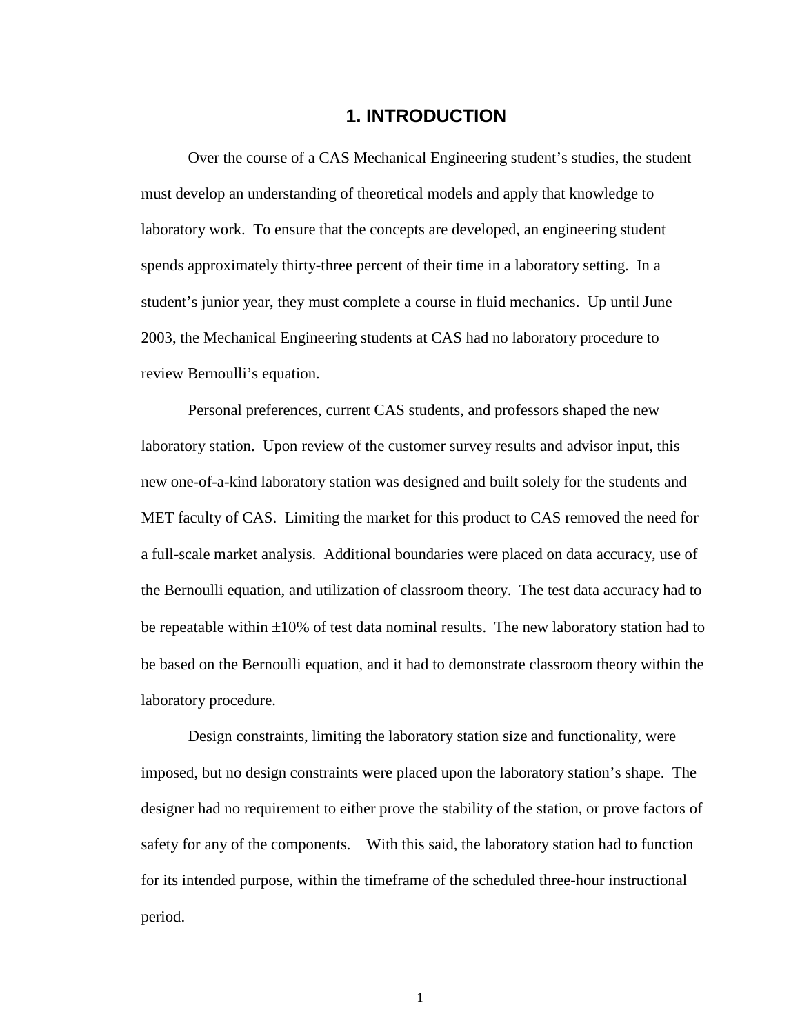# 1. INTRODUCTION

Over the course of a CAS Mechanical Engineering student's studies, the student must develop an understanding of theoretical models and apply that knowledge to laboratory work. To ensure that the concepts are developed, an engineering student spends approximately thirty-three percent of their time in a laboratory setting. In a student's junior year, they must complete a course in fluid mechanics. Up until June 2003, the Mechanical Engineering students at CAS had no laboratory procedure to review Bernoulli's equation.

Personal preferences, current CAS students, and professors shaped the new laboratory station. Upon review of the customer survey results and advisor input, this new one-of-a-kind laboratory station was designed and built solely for the students and MET faculty of CAS. Limiting the market for this product to CAS removed the need for a full-scale market analysis. Additional boundaries were placed on data accuracy, use of the Bernoulli equation, and utilization of classroom theory. The test data accuracy had to be repeatable within $\pm 10\%$ of test data nominal results. The new laboratory station had to be based on the Bernoulli equation, and it had to demonstrate classroom theory within the laboratory procedure.

Design constraints, limiting the laboratory station size and functionality, were imposed, but no design constraints were placed upon the laboratory station's shape. The designer had no requirement to either prove the stability of the station, or prove factors of safety for any of the components. With this said, the laboratory station had to function for its intended purpose, within the timeframe of the scheduled three-hour instructional period.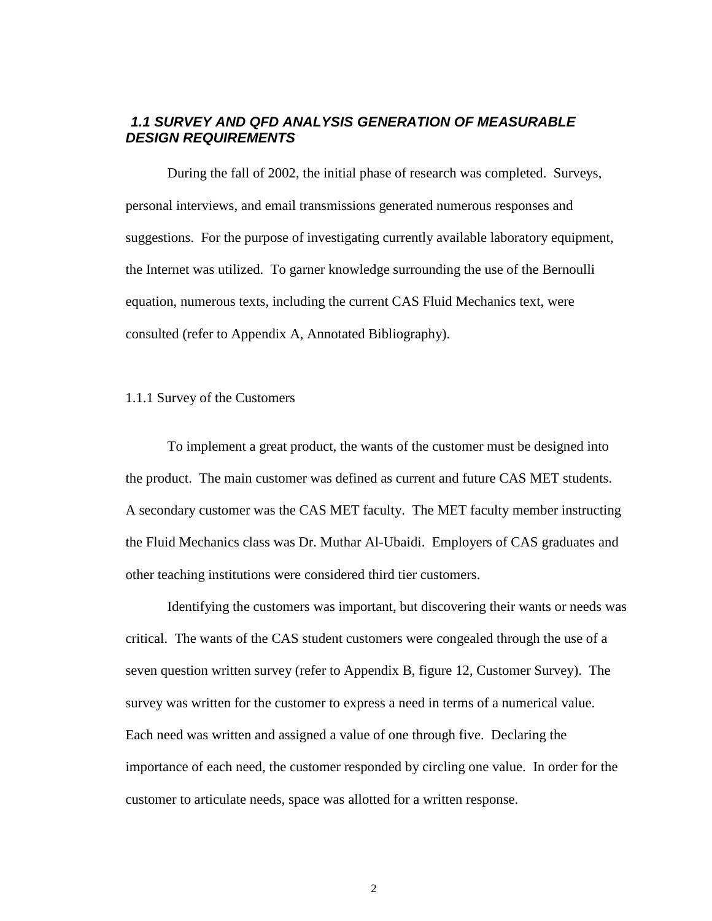### *1.1 SURVEY AND QFD ANALYSIS GENERATION OF MEASURABLE DESIGN REQUIREMENTS*

During the fall of 2002, the initial phase of research was completed. Surveys, personal interviews, and email transmissions generated numerous responses and suggestions. For the purpose of investigating currently available laboratory equipment, the Internet was utilized. To garner knowledge surrounding the use of the Bernoulli equation, numerous texts, including the current CAS Fluid Mechanics text, were consulted (refer to Appendix A, Annotated Bibliography).

#### 1.1.1 Survey of the Customers

To implement a great product, the wants of the customer must be designed into the product. The main customer was defined as current and future CAS MET students. A secondary customer was the CAS MET faculty. The MET faculty member instructing the Fluid Mechanics class was Dr. Muthar Al-Ubaidi. Employers of CAS graduates and other teaching institutions were considered third tier customers.

Identifying the customers was important, but discovering their wants or needs was critical. The wants of the CAS student customers were congealed through the use of a seven question written survey (refer to Appendix B, figure 12, Customer Survey). The survey was written for the customer to express a need in terms of a numerical value. Each need was written and assigned a value of one through five. Declaring the importance of each need, the customer responded by circling one value. In order for the customer to articulate needs, space was allotted for a written response.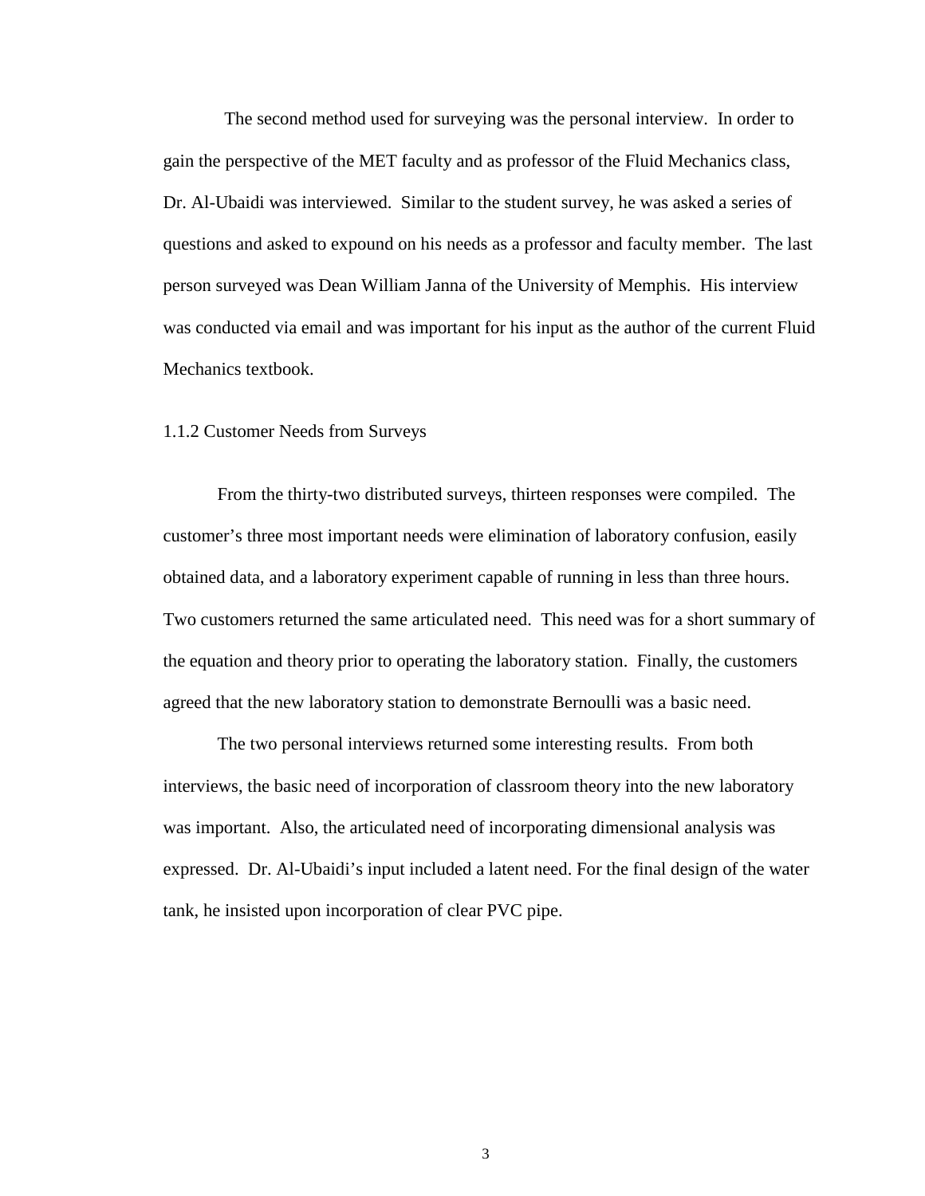The second method used for surveying was the personal interview. In order to gain the perspective of the MET faculty and as professor of the Fluid Mechanics class, Dr. Al-Ubaidi was interviewed. Similar to the student survey, he was asked a series of questions and asked to expound on his needs as a professor and faculty member. The last person surveyed was Dean William Janna of the University of Memphis. His interview was conducted via email and was important for his input as the author of the current Fluid Mechanics textbook.

### 1.1.2 Customer Needs from Surveys

From the thirty-two distributed surveys, thirteen responses were compiled. The customer's three most important needs were elimination of laboratory confusion, easily obtained data, and a laboratory experiment capable of running in less than three hours. Two customers returned the same articulated need. This need was for a short summary of the equation and theory prior to operating the laboratory station. Finally, the customers agreed that the new laboratory station to demonstrate Bernoulli was a basic need.

The two personal interviews returned some interesting results. From both interviews, the basic need of incorporation of classroom theory into the new laboratory was important. Also, the articulated need of incorporating dimensional analysis was expressed. Dr. Al-Ubaidi's input included a latent need. For the final design of the water tank, he insisted upon incorporation of clear PVC pipe.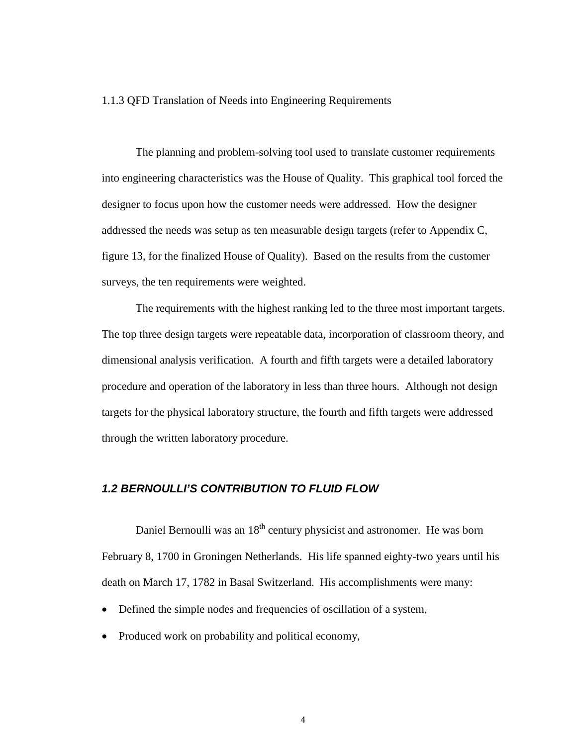### 1.1.3 QFD Translation of Needs into Engineering Requirements

The planning and problem-solving tool used to translate customer requirements into engineering characteristics was the House of Quality. This graphical tool forced the designer to focus upon how the customer needs were addressed. How the designer addressed the needs was setup as ten measurable design targets (refer to Appendix C, figure 13, for the finalized House of Quality). Based on the results from the customer surveys, the ten requirements were weighted.

The requirements with the highest ranking led to the three most important targets. The top three design targets were repeatable data, incorporation of classroom theory, and dimensional analysis verification. A fourth and fifth targets were a detailed laboratory procedure and operation of the laboratory in less than three hours. Although not design targets for the physical laboratory structure, the fourth and fifth targets were addressed through the written laboratory procedure.

## *1.2 BERNOULLI'S CONTRIBUTION TO FLUID FLOW*

Daniel Bernoulli was an 18th century physicist and astronomer. He was born February 8, 1700 in Groningen Netherlands. His life spanned eighty-two years until his death on March 17, 1782 in Basal Switzerland. His accomplishments were many:

- Defined the simple nodes and frequencies of oscillation of a system,
- Produced work on probability and political economy,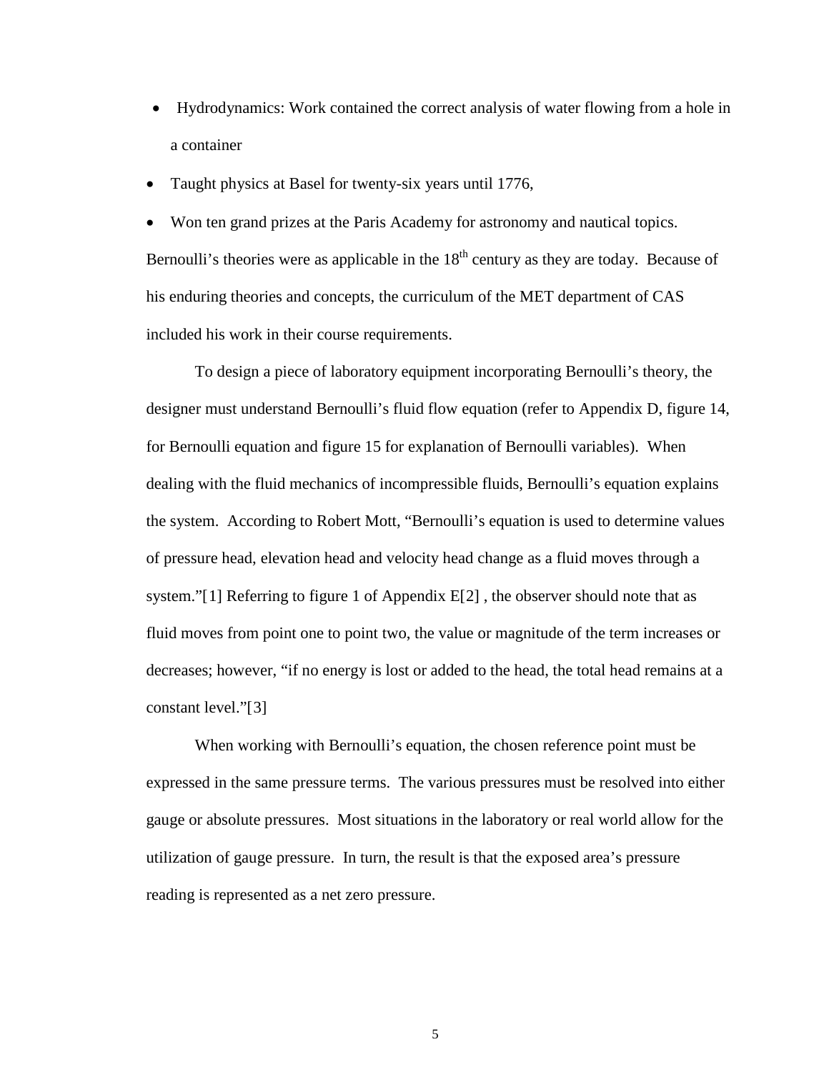- Hydrodynamics: Work contained the correct analysis of water flowing from a hole in a container
- Taught physics at Basel for twenty-six years until 1776,
- Won ten grand prizes at the Paris Academy for astronomy and nautical topics.

Bernoulli's theories were as applicable in the 18th century as they are today. Because of his enduring theories and concepts, the curriculum of the MET department of CAS included his work in their course requirements.

To design a piece of laboratory equipment incorporating Bernoulli's theory, the designer must understand Bernoulli's fluid flow equation (refer to Appendix D, figure 14, for Bernoulli equation and figure 15 for explanation of Bernoulli variables). When dealing with the fluid mechanics of incompressible fluids, Bernoulli's equation explains the system. According to Robert Mott, "Bernoulli's equation is used to determine values of pressure head, elevation head and velocity head change as a fluid moves through a system."[1] Referring to figure 1 of Appendix E[2] , the observer should note that as fluid moves from point one to point two, the value or magnitude of the term increases or decreases; however, "if no energy is lost or added to the head, the total head remains at a constant level."[3]

When working with Bernoulli's equation, the chosen reference point must be expressed in the same pressure terms. The various pressures must be resolved into either gauge or absolute pressures. Most situations in the laboratory or real world allow for the utilization of gauge pressure. In turn, the result is that the exposed area's pressure reading is represented as a net zero pressure.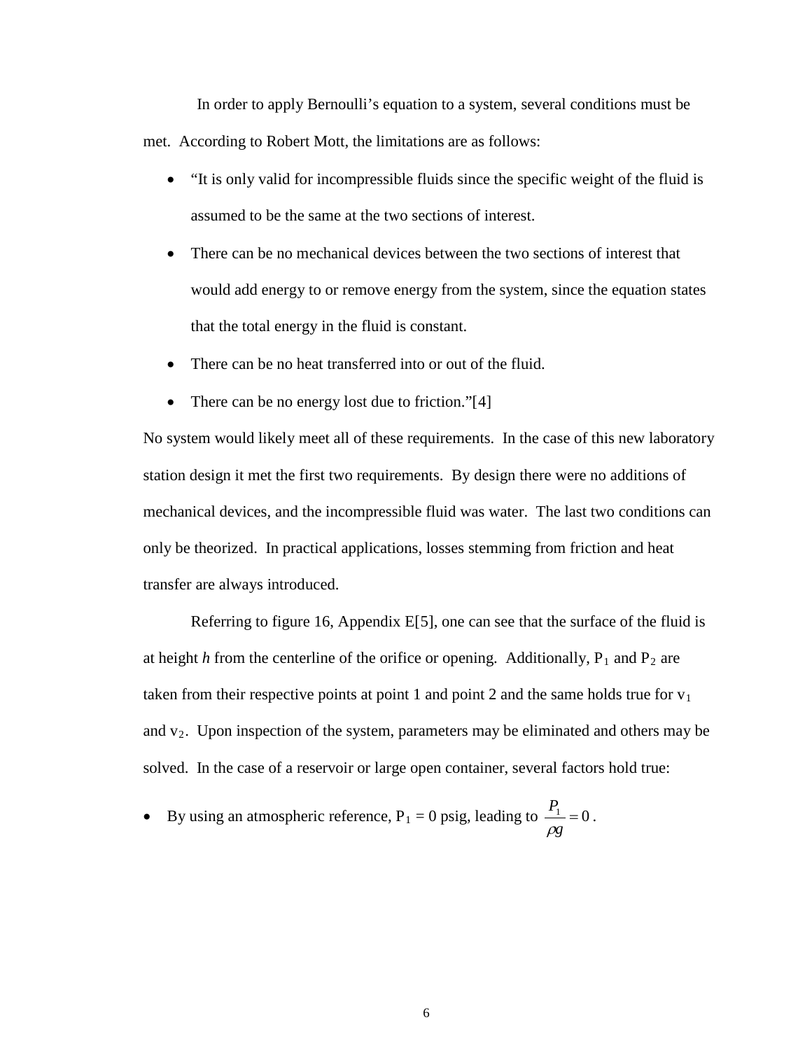In order to apply Bernoulli's equation to a system, several conditions must be met. According to Robert Mott, the limitations are as follows:

- "It is only valid for incompressible fluids since the specific weight of the fluid is assumed to be the same at the two sections of interest.
- There can be no mechanical devices between the two sections of interest that would add energy to or remove energy from the system, since the equation states that the total energy in the fluid is constant.
- There can be no heat transferred into or out of the fluid.
- There can be no energy lost due to friction."[4]

No system would likely meet all of these requirements. In the case of this new laboratory station design it met the first two requirements. By design there were no additions of mechanical devices, and the incompressible fluid was water. The last two conditions can only be theorized. In practical applications, losses stemming from friction and heat transfer are always introduced.

Referring to figure 16, Appendix E[5], one can see that the surface of the fluid is at height *h* from the centerline of the orifice or opening. Additionally, $P_1$ and $P_2$ are taken from their respective points at point 1 and point 2 and the same holds true for $v_1$ and $v_2$. Upon inspection of the system, parameters may be eliminated and others may be solved. In the case of a reservoir or large open container, several factors hold true:

- By using an atmospheric reference, $P_1 = 0$ psig, leading to $\frac{P_1}{\rho g} = 0$.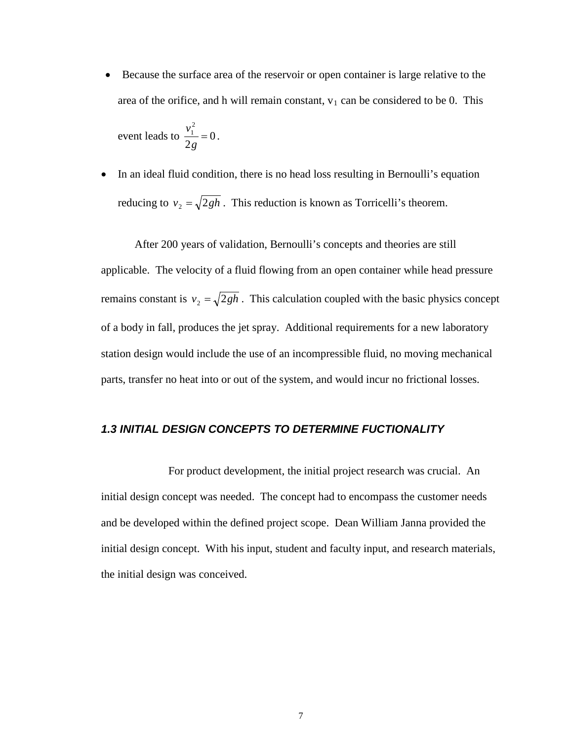- Because the surface area of the reservoir or open container is large relative to the area of the orifice, and h will remain constant, $v_1$ can be considered to be 0. This event leads to $\frac{v_1^2}{2g} = 0$.
- In an ideal fluid condition, there is no head loss resulting in Bernoulli's equation reducing to $v_2 = \sqrt{2gh}$. This reduction is known as Torricelli's theorem.

After 200 years of validation, Bernoulli's concepts and theories are still applicable. The velocity of a fluid flowing from an open container while head pressure remains constant is $v_2 = \sqrt{2gh}$. This calculation coupled with the basic physics concept of a body in fall, produces the jet spray. Additional requirements for a new laboratory station design would include the use of an incompressible fluid, no moving mechanical parts, transfer no heat into or out of the system, and would incur no frictional losses.

### *1.3 INITIAL DESIGN CONCEPTS TO DETERMINE FUCTIONALITY*

For product development, the initial project research was crucial. An initial design concept was needed. The concept had to encompass the customer needs and be developed within the defined project scope. Dean William Janna provided the initial design concept. With his input, student and faculty input, and research materials, the initial design was conceived.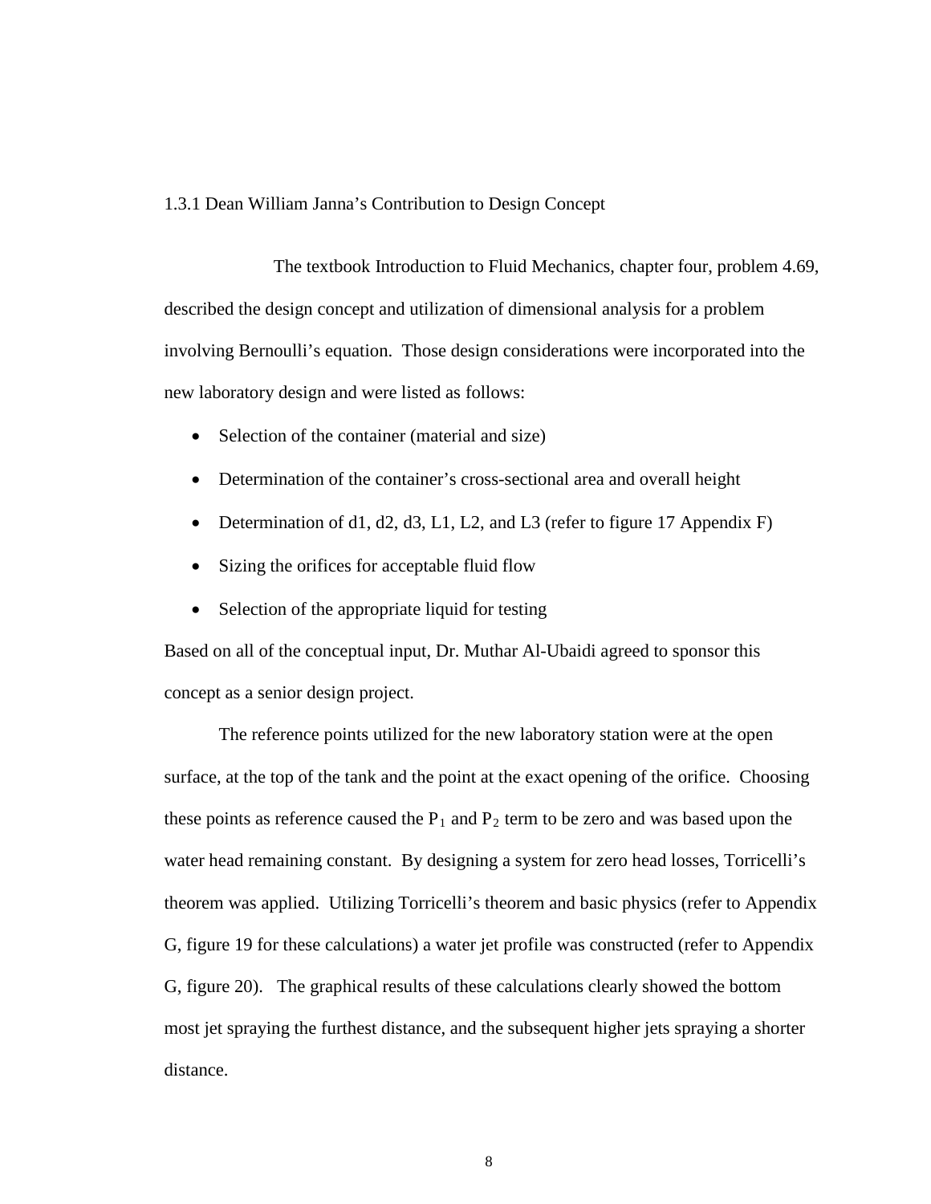### 1.3.1 Dean William Janna's Contribution to Design Concept

The textbook Introduction to Fluid Mechanics, chapter four, problem 4.69, described the design concept and utilization of dimensional analysis for a problem involving Bernoulli's equation. Those design considerations were incorporated into the new laboratory design and were listed as follows:

- Selection of the container (material and size)
- Determination of the container's cross-sectional area and overall height
- Determination of d1, d2, d3, L1, L2, and L3 (refer to figure 17 Appendix F)
- Sizing the orifices for acceptable fluid flow
- Selection of the appropriate liquid for testing

Based on all of the conceptual input, Dr. Muthar Al-Ubaidi agreed to sponsor this concept as a senior design project.

The reference points utilized for the new laboratory station were at the open surface, at the top of the tank and the point at the exact opening of the orifice. Choosing these points as reference caused the $P_1$ and $P_2$ term to be zero and was based upon the water head remaining constant. By designing a system for zero head losses, Torricelli's theorem was applied. Utilizing Torricelli's theorem and basic physics (refer to Appendix G, figure 19 for these calculations) a water jet profile was constructed (refer to Appendix G, figure 20). The graphical results of these calculations clearly showed the bottom most jet spraying the furthest distance, and the subsequent higher jets spraying a shorter distance.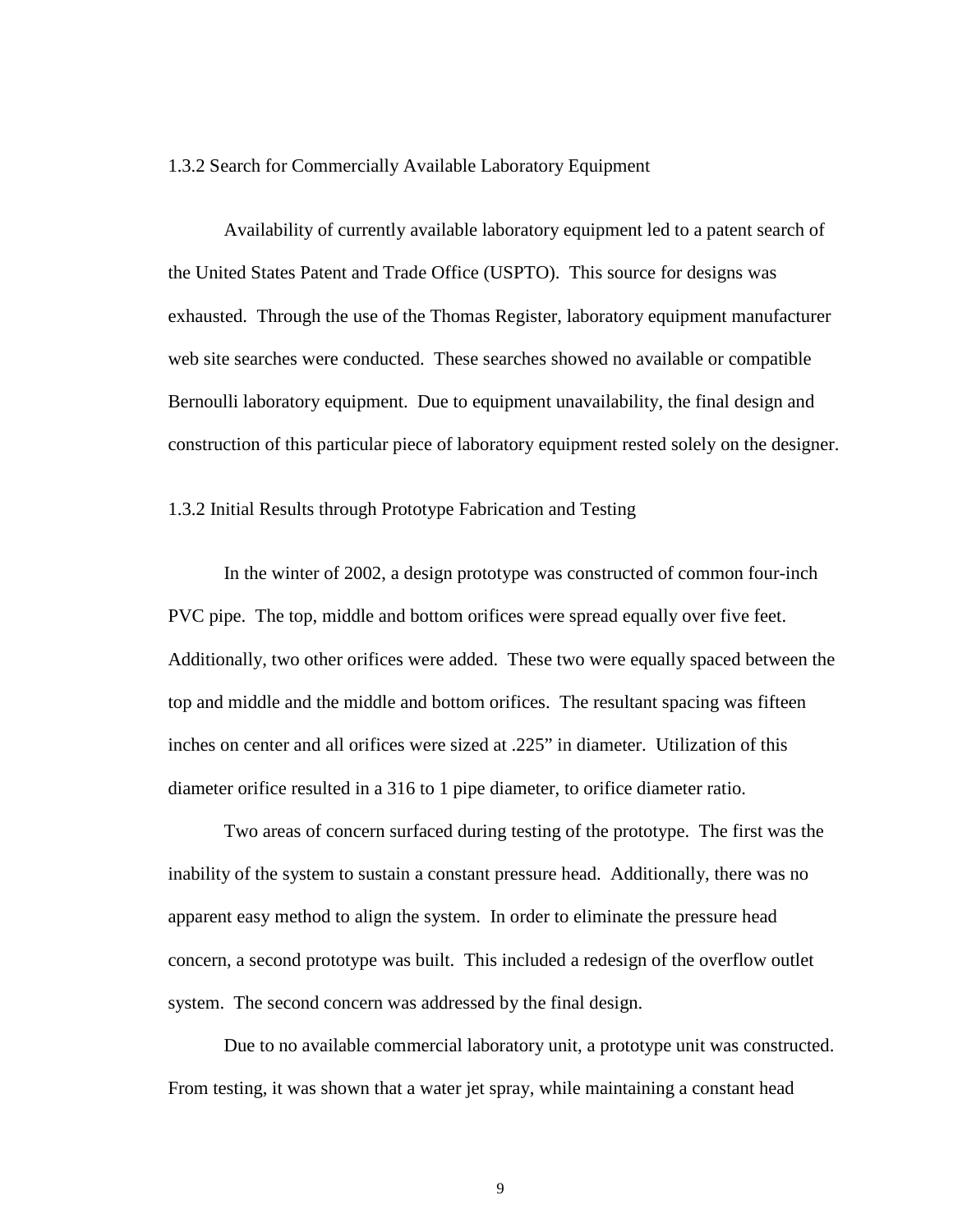### 1.3.2 Search for Commercially Available Laboratory Equipment

Availability of currently available laboratory equipment led to a patent search of the United States Patent and Trade Office (USPTO). This source for designs was exhausted. Through the use of the Thomas Register, laboratory equipment manufacturer web site searches were conducted. These searches showed no available or compatible Bernoulli laboratory equipment. Due to equipment unavailability, the final design and construction of this particular piece of laboratory equipment rested solely on the designer.

### 1.3.2 Initial Results through Prototype Fabrication and Testing

In the winter of 2002, a design prototype was constructed of common four-inch PVC pipe. The top, middle and bottom orifices were spread equally over five feet. Additionally, two other orifices were added. These two were equally spaced between the top and middle and the middle and bottom orifices. The resultant spacing was fifteen inches on center and all orifices were sized at .225" in diameter. Utilization of this diameter orifice resulted in a 316 to 1 pipe diameter, to orifice diameter ratio.

Two areas of concern surfaced during testing of the prototype. The first was the inability of the system to sustain a constant pressure head. Additionally, there was no apparent easy method to align the system. In order to eliminate the pressure head concern, a second prototype was built. This included a redesign of the overflow outlet system. The second concern was addressed by the final design.

Due to no available commercial laboratory unit, a prototype unit was constructed. From testing, it was shown that a water jet spray, while maintaining a constant head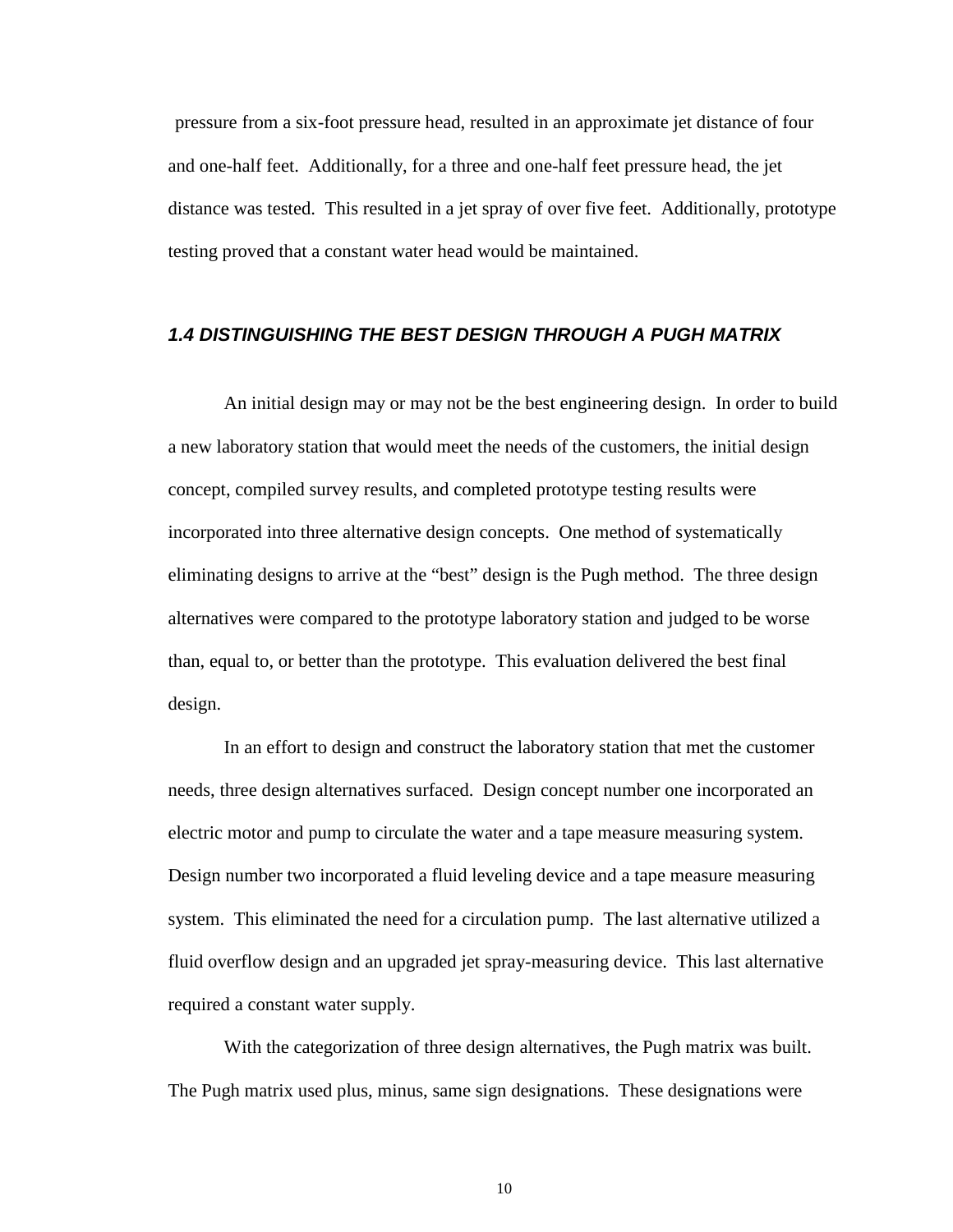pressure from a six-foot pressure head, resulted in an approximate jet distance of four and one-half feet. Additionally, for a three and one-half feet pressure head, the jet distance was tested. This resulted in a jet spray of over five feet. Additionally, prototype testing proved that a constant water head would be maintained.

### *1.4 DISTINGUISHING THE BEST DESIGN THROUGH A PUGH MATRIX*

An initial design may or may not be the best engineering design. In order to build a new laboratory station that would meet the needs of the customers, the initial design concept, compiled survey results, and completed prototype testing results were incorporated into three alternative design concepts. One method of systematically eliminating designs to arrive at the "best" design is the Pugh method. The three design alternatives were compared to the prototype laboratory station and judged to be worse than, equal to, or better than the prototype. This evaluation delivered the best final design.

In an effort to design and construct the laboratory station that met the customer needs, three design alternatives surfaced. Design concept number one incorporated an electric motor and pump to circulate the water and a tape measure measuring system. Design number two incorporated a fluid leveling device and a tape measure measuring system. This eliminated the need for a circulation pump. The last alternative utilized a fluid overflow design and an upgraded jet spray-measuring device. This last alternative required a constant water supply.

With the categorization of three design alternatives, the Pugh matrix was built. The Pugh matrix used plus, minus, same sign designations. These designations were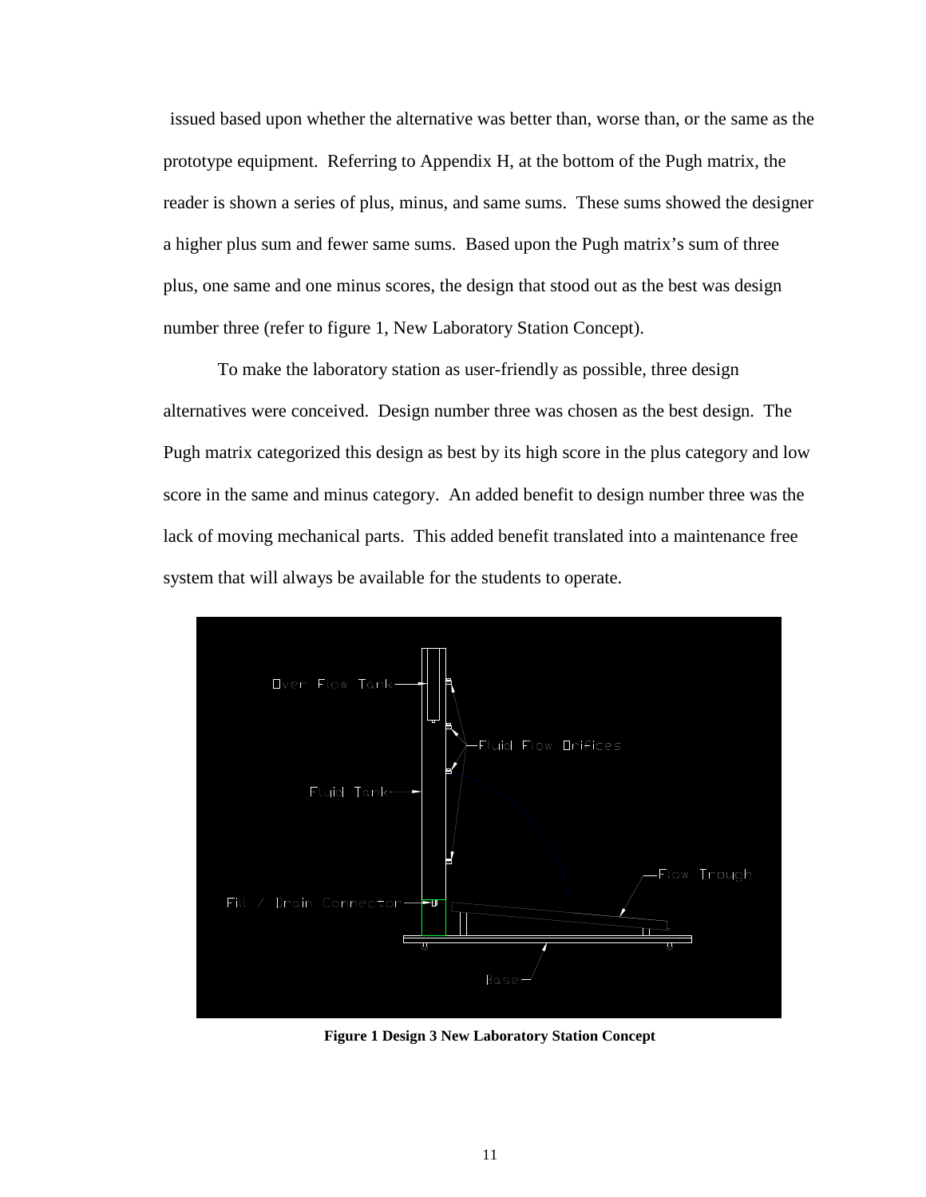issued based upon whether the alternative was better than, worse than, or the same as the prototype equipment. Referring to Appendix H, at the bottom of the Pugh matrix, the reader is shown a series of plus, minus, and same sums. These sums showed the designer a higher plus sum and fewer same sums. Based upon the Pugh matrix's sum of three plus, one same and one minus scores, the design that stood out as the best was design number three (refer to figure 1, New Laboratory Station Concept).

To make the laboratory station as user-friendly as possible, three design alternatives were conceived. Design number three was chosen as the best design. The Pugh matrix categorized this design as best by its high score in the plus category and low score in the same and minus category. An added benefit to design number three was the lack of moving mechanical parts. This added benefit translated into a maintenance free system that will always be available for the students to operate.

**Figure 1 Design 3 New Laboratory Station Concept**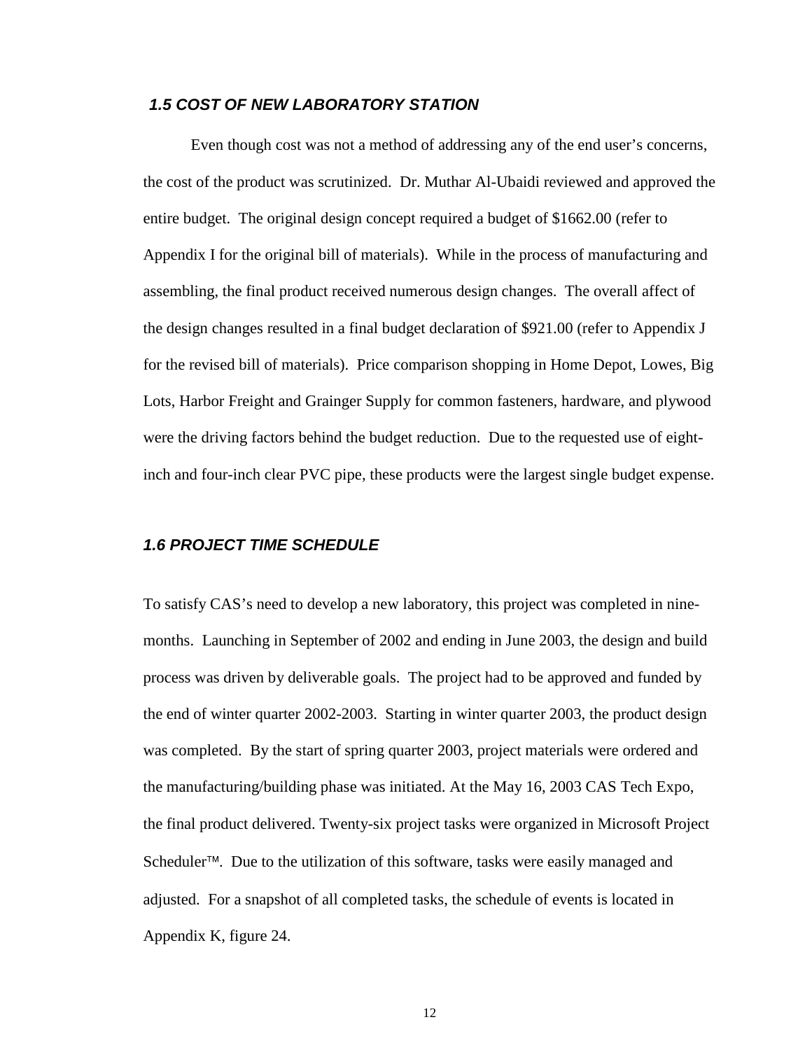### *1.5 COST OF NEW LABORATORY STATION*

Even though cost was not a method of addressing any of the end user's concerns, the cost of the product was scrutinized. Dr. Muthar Al-Ubaidi reviewed and approved the entire budget. The original design concept required a budget of $1662.00 (refer to Appendix I for the original bill of materials). While in the process of manufacturing and assembling, the final product received numerous design changes. The overall affect of the design changes resulted in a final budget declaration of $921.00 (refer to Appendix J for the revised bill of materials). Price comparison shopping in Home Depot, Lowes, Big Lots, Harbor Freight and Grainger Supply for common fasteners, hardware, and plywood were the driving factors behind the budget reduction. Due to the requested use of eight-inch and four-inch clear PVC pipe, these products were the largest single budget expense.

### *1.6 PROJECT TIME SCHEDULE*

To satisfy CAS's need to develop a new laboratory, this project was completed in nine-months. Launching in September of 2002 and ending in June 2003, the design and build process was driven by deliverable goals. The project had to be approved and funded by the end of winter quarter 2002-2003. Starting in winter quarter 2003, the product design was completed. By the start of spring quarter 2003, project materials were ordered and the manufacturing/building phase was initiated. At the May 16, 2003 CAS Tech Expo, the final product delivered. Twenty-six project tasks were organized in Microsoft Project Scheduler™. Due to the utilization of this software, tasks were easily managed and adjusted. For a snapshot of all completed tasks, the schedule of events is located in Appendix K, figure 24.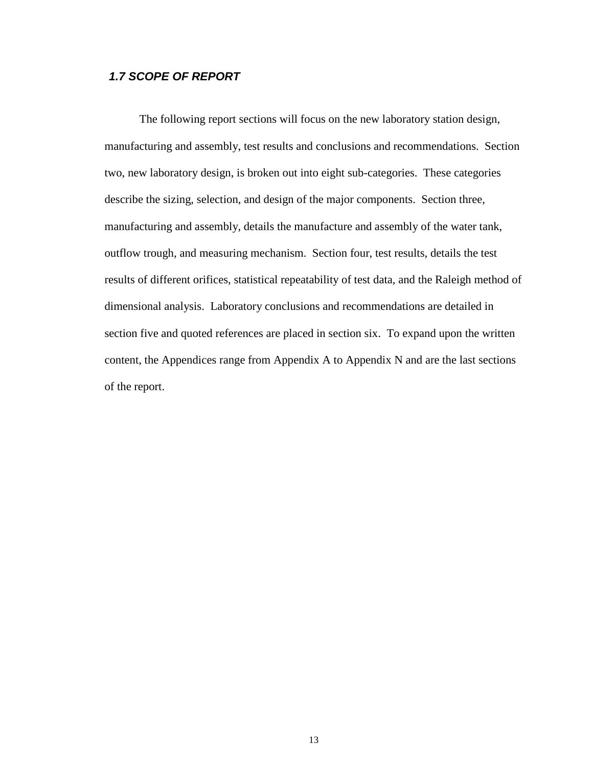## *1.7 SCOPE OF REPORT*

The following report sections will focus on the new laboratory station design, manufacturing and assembly, test results and conclusions and recommendations. Section two, new laboratory design, is broken out into eight sub-categories. These categories describe the sizing, selection, and design of the major components. Section three, manufacturing and assembly, details the manufacture and assembly of the water tank, outflow trough, and measuring mechanism. Section four, test results, details the test results of different orifices, statistical repeatability of test data, and the Raleigh method of dimensional analysis. Laboratory conclusions and recommendations are detailed in section five and quoted references are placed in section six. To expand upon the written content, the Appendices range from Appendix A to Appendix N and are the last sections of the report.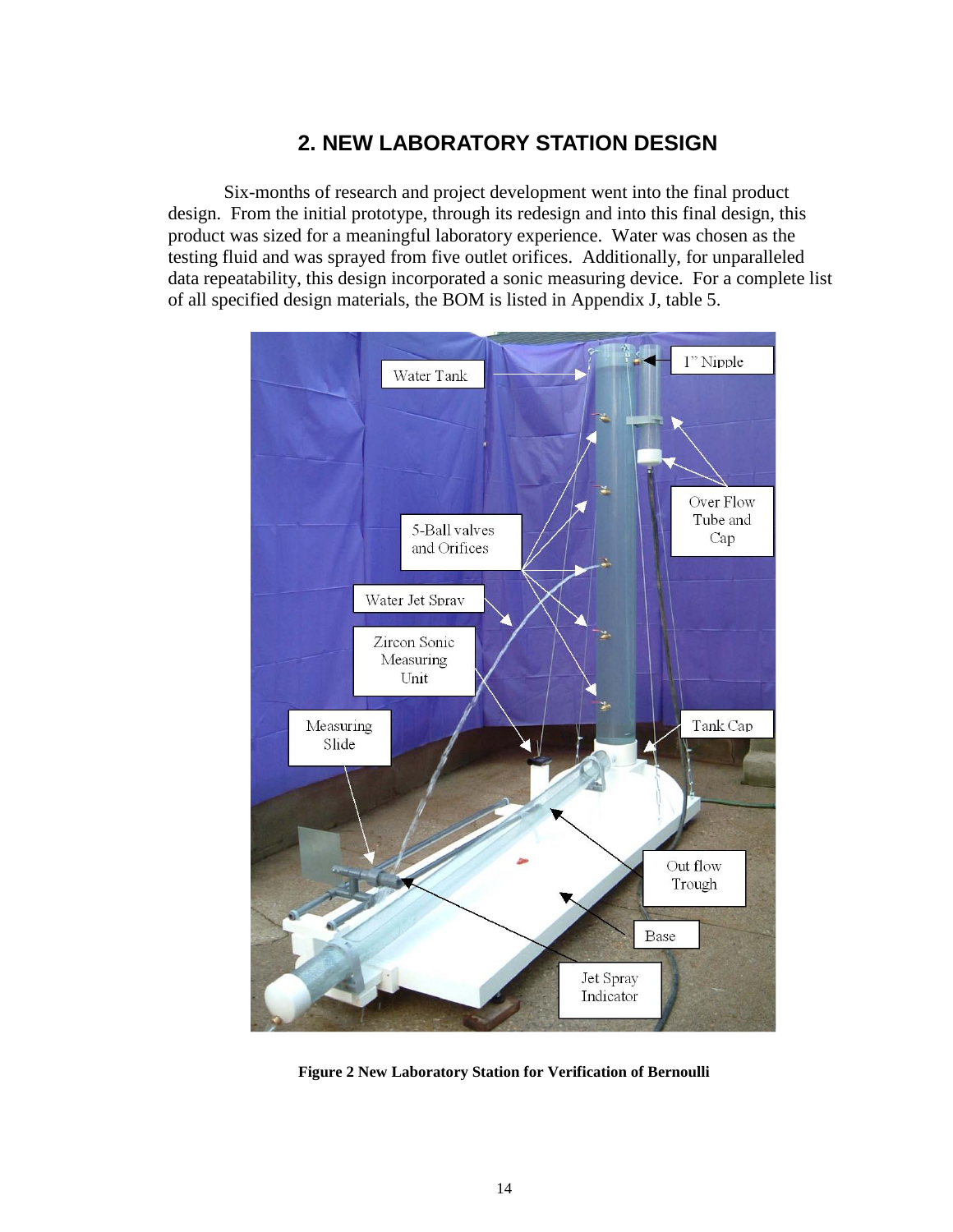# 2. NEW LABORATORY STATION DESIGN

Six-months of research and project development went into the final product design. From the initial prototype, through its redesign and into this final design, this product was sized for a meaningful laboratory experience. Water was chosen as the testing fluid and was sprayed from five outlet orifices. Additionally, for unparalleled data repeatability, this design incorporated a sonic measuring device. For a complete list of all specified design materials, the BOM is listed in Appendix J, table 5.

**Figure 2 New Laboratory Station for Verification of Bernoulli**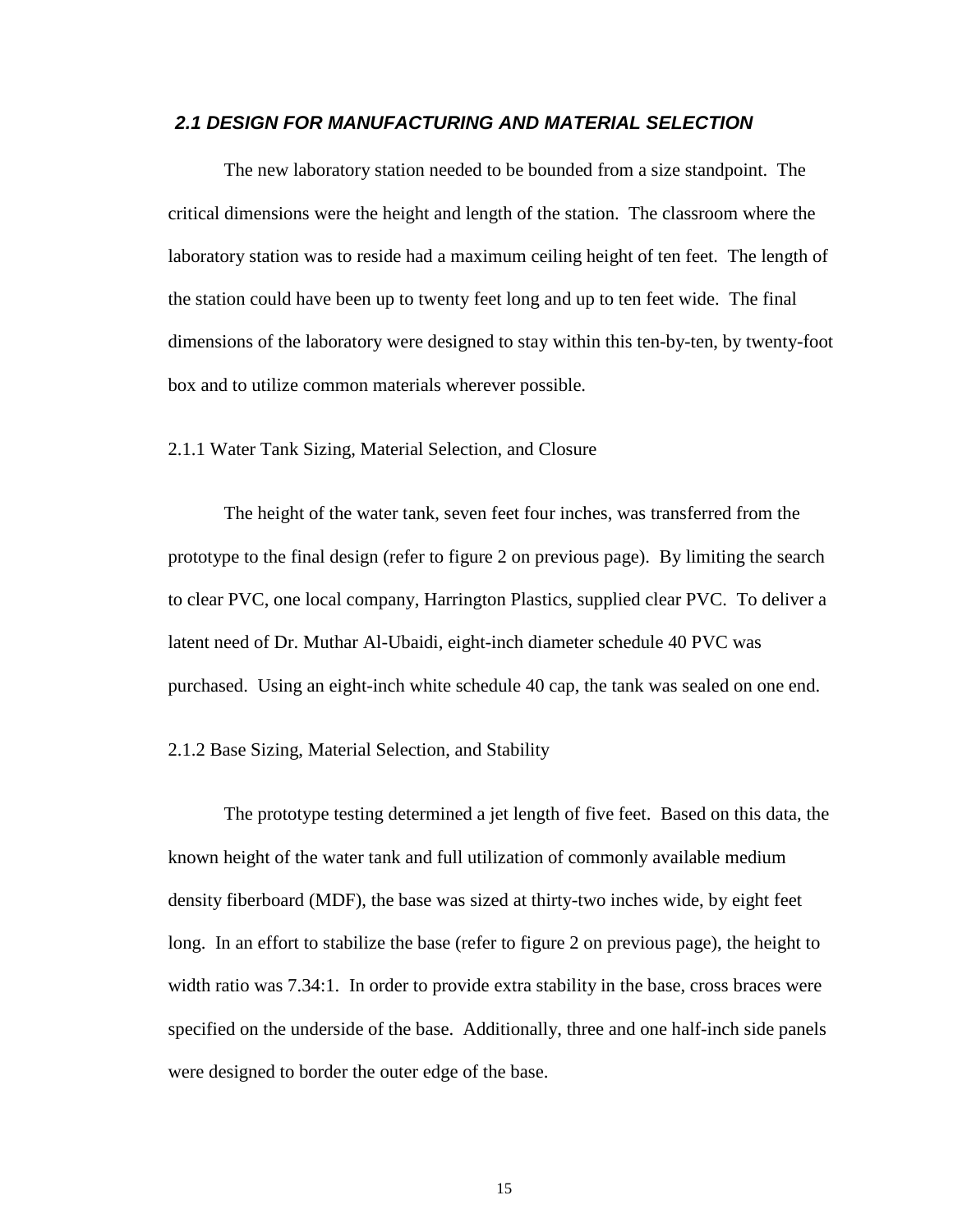## *2.1 DESIGN FOR MANUFACTURING AND MATERIAL SELECTION*

The new laboratory station needed to be bounded from a size standpoint. The critical dimensions were the height and length of the station. The classroom where the laboratory station was to reside had a maximum ceiling height of ten feet. The length of the station could have been up to twenty feet long and up to ten feet wide. The final dimensions of the laboratory were designed to stay within this ten-by-ten, by twenty-foot box and to utilize common materials wherever possible.

### 2.1.1 Water Tank Sizing, Material Selection, and Closure

The height of the water tank, seven feet four inches, was transferred from the prototype to the final design (refer to figure 2 on previous page). By limiting the search to clear PVC, one local company, Harrington Plastics, supplied clear PVC. To deliver a latent need of Dr. Muthar Al-Ubaidi, eight-inch diameter schedule 40 PVC was purchased. Using an eight-inch white schedule 40 cap, the tank was sealed on one end.

### 2.1.2 Base Sizing, Material Selection, and Stability

The prototype testing determined a jet length of five feet. Based on this data, the known height of the water tank and full utilization of commonly available medium density fiberboard (MDF), the base was sized at thirty-two inches wide, by eight feet long. In an effort to stabilize the base (refer to figure 2 on previous page), the height to width ratio was 7.34:1. In order to provide extra stability in the base, cross braces were specified on the underside of the base. Additionally, three and one half-inch side panels were designed to border the outer edge of the base.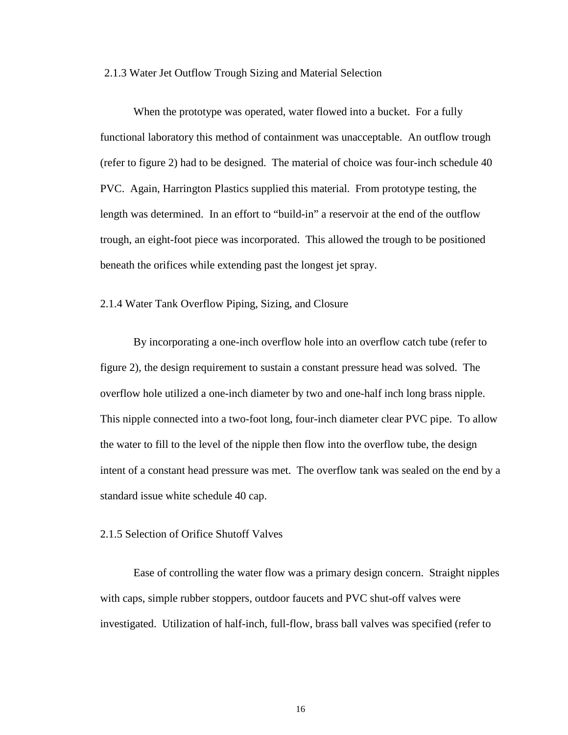### 2.1.3 Water Jet Outflow Trough Sizing and Material Selection

When the prototype was operated, water flowed into a bucket. For a fully functional laboratory this method of containment was unacceptable. An outflow trough (refer to figure 2) had to be designed. The material of choice was four-inch schedule 40 PVC. Again, Harrington Plastics supplied this material. From prototype testing, the length was determined. In an effort to "build-in" a reservoir at the end of the outflow trough, an eight-foot piece was incorporated. This allowed the trough to be positioned beneath the orifices while extending past the longest jet spray.

### 2.1.4 Water Tank Overflow Piping, Sizing, and Closure

By incorporating a one-inch overflow hole into an overflow catch tube (refer to figure 2), the design requirement to sustain a constant pressure head was solved. The overflow hole utilized a one-inch diameter by two and one-half inch long brass nipple. This nipple connected into a two-foot long, four-inch diameter clear PVC pipe. To allow the water to fill to the level of the nipple then flow into the overflow tube, the design intent of a constant head pressure was met. The overflow tank was sealed on the end by a standard issue white schedule 40 cap.

### 2.1.5 Selection of Orifice Shutoff Valves

Ease of controlling the water flow was a primary design concern. Straight nipples with caps, simple rubber stoppers, outdoor faucets and PVC shut-off valves were investigated. Utilization of half-inch, full-flow, brass ball valves was specified (refer to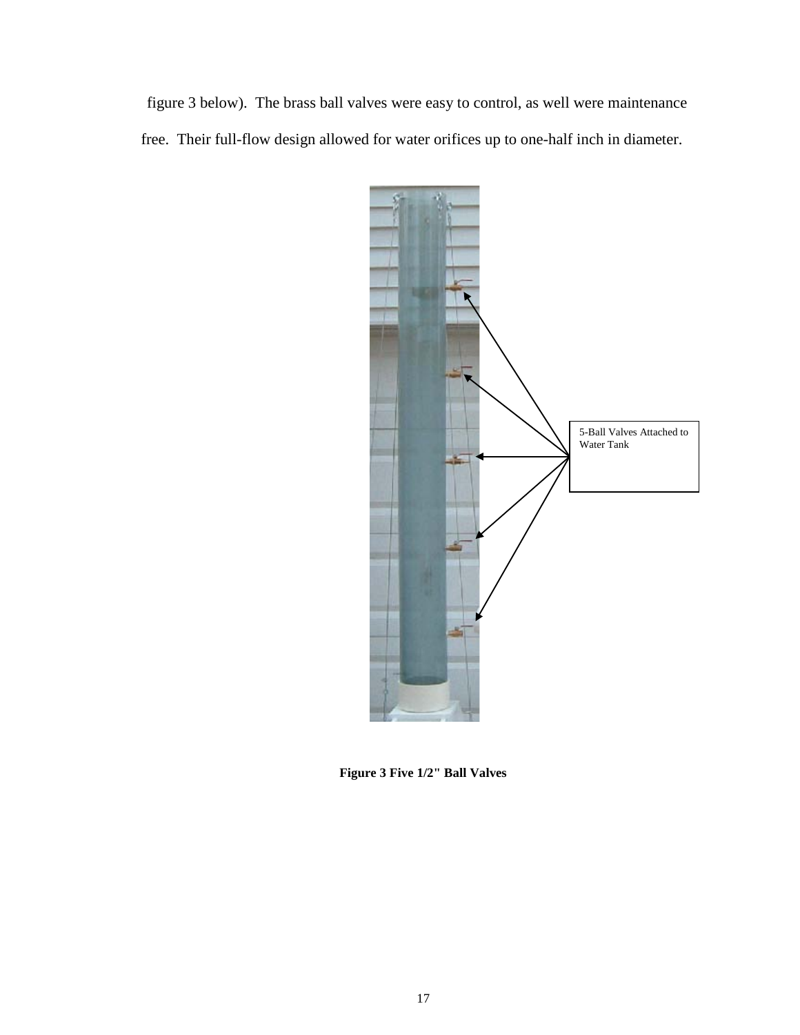figure 3 below). The brass ball valves were easy to control, as well were maintenance free. Their full-flow design allowed for water orifices up to one-half inch in diameter.

5-Ball Valves Attached to Water Tank

**Figure 3 Five 1/2" Ball Valves**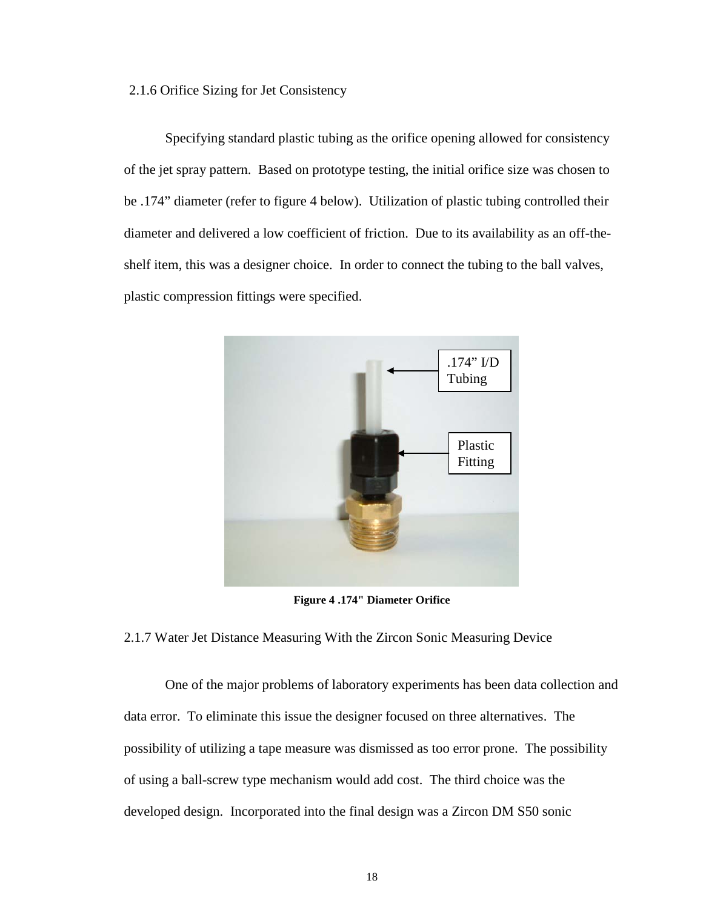### 2.1.6 Orifice Sizing for Jet Consistency

Specifying standard plastic tubing as the orifice opening allowed for consistency of the jet spray pattern. Based on prototype testing, the initial orifice size was chosen to be .174" diameter (refer to figure 4 below). Utilization of plastic tubing controlled their diameter and delivered a low coefficient of friction. Due to its availability as an off-the-shelf item, this was a designer choice. In order to connect the tubing to the ball valves, plastic compression fittings were specified.

**Figure 4 .174" Diameter Orifice**

### 2.1.7 Water Jet Distance Measuring With the Zircon Sonic Measuring Device

One of the major problems of laboratory experiments has been data collection and data error. To eliminate this issue the designer focused on three alternatives. The possibility of utilizing a tape measure was dismissed as too error prone. The possibility of using a ball-screw type mechanism would add cost. The third choice was the developed design. Incorporated into the final design was a Zircon DM S50 sonic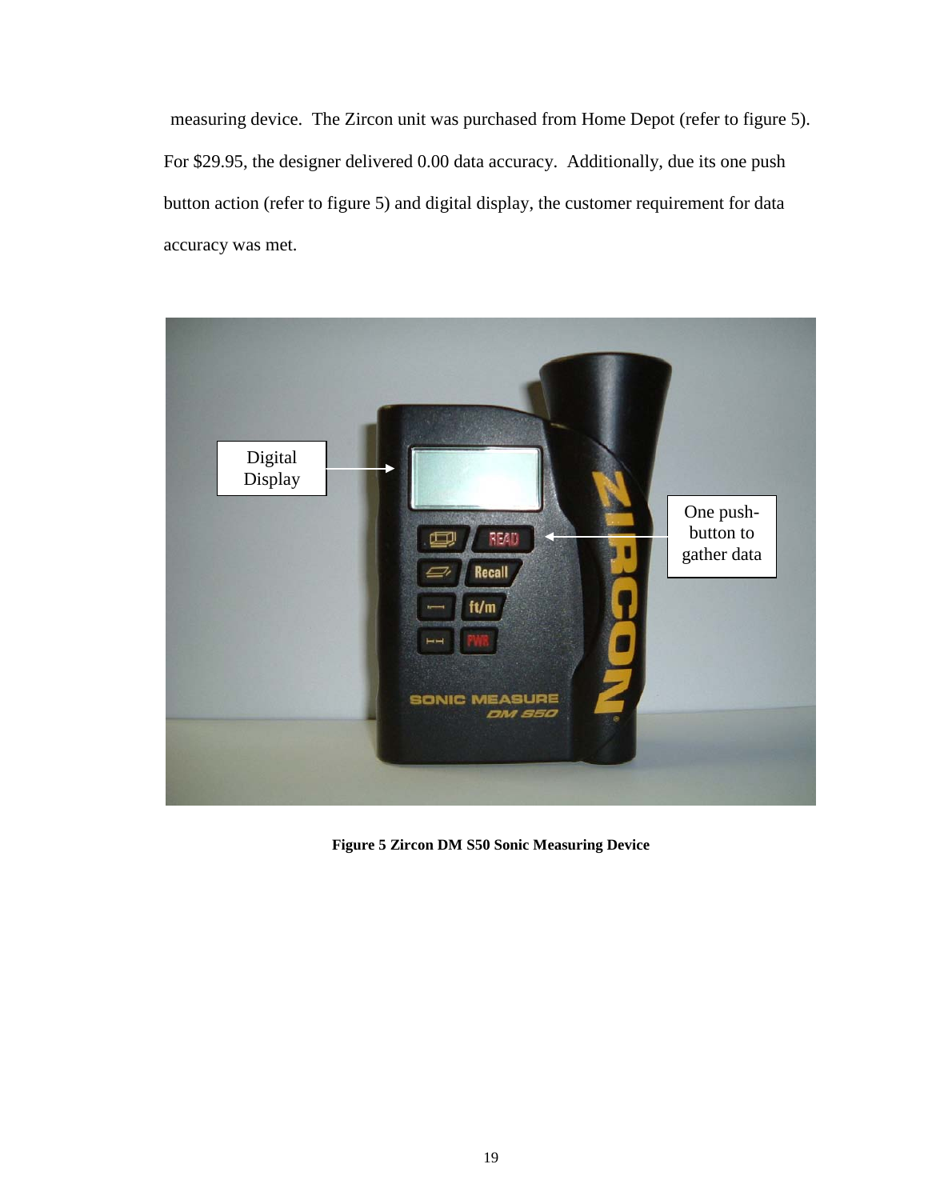measuring device. The Zircon unit was purchased from Home Depot (refer to figure 5). For $29.95, the designer delivered 0.00 data accuracy. Additionally, due its one push button action (refer to figure 5) and digital display, the customer requirement for data accuracy was met.

**Figure 5 Zircon DM S50 Sonic Measuring Device**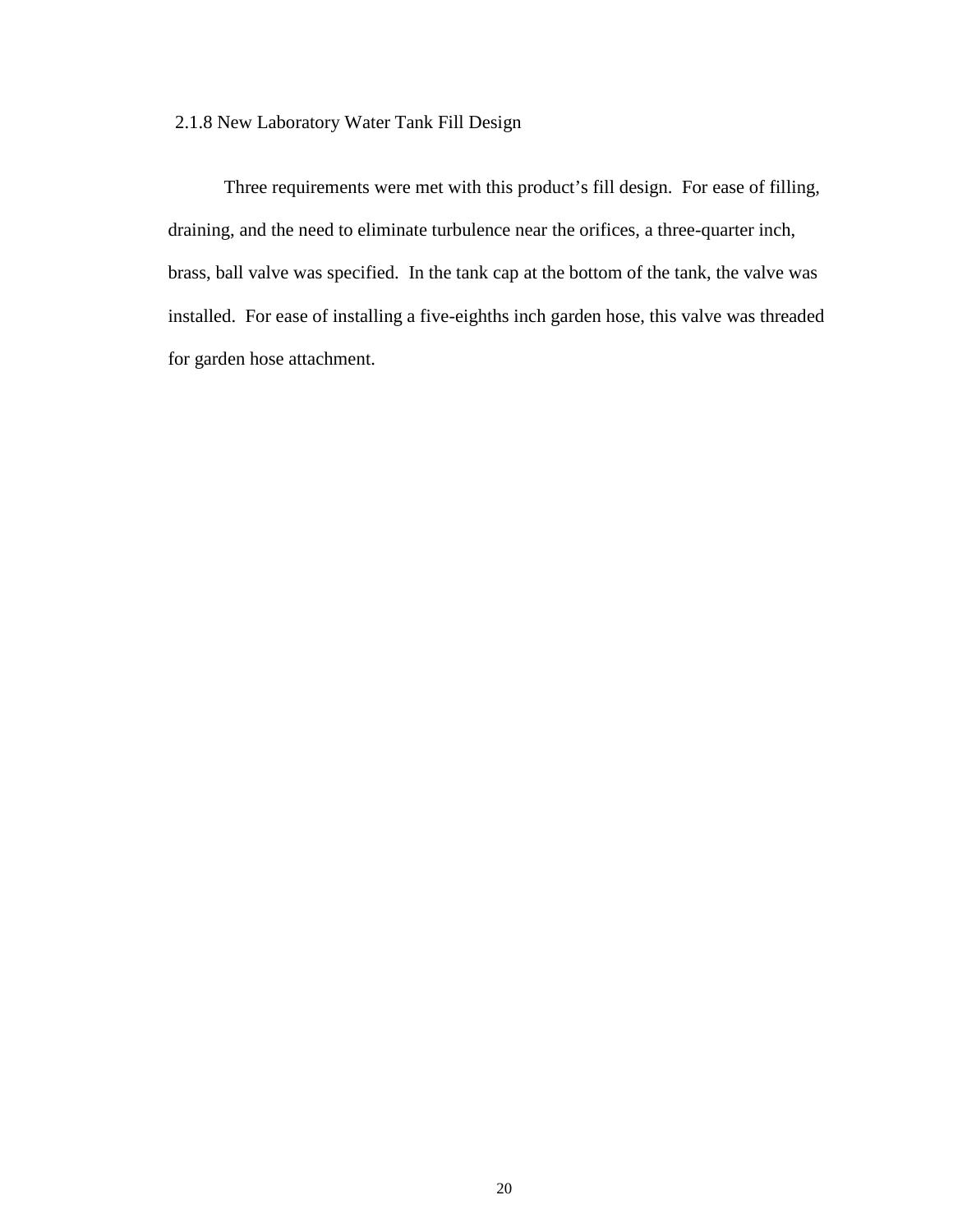### 2.1.8 New Laboratory Water Tank Fill Design

Three requirements were met with this product's fill design. For ease of filling, draining, and the need to eliminate turbulence near the orifices, a three-quarter inch, brass, ball valve was specified. In the tank cap at the bottom of the tank, the valve was installed. For ease of installing a five-eighths inch garden hose, this valve was threaded for garden hose attachment.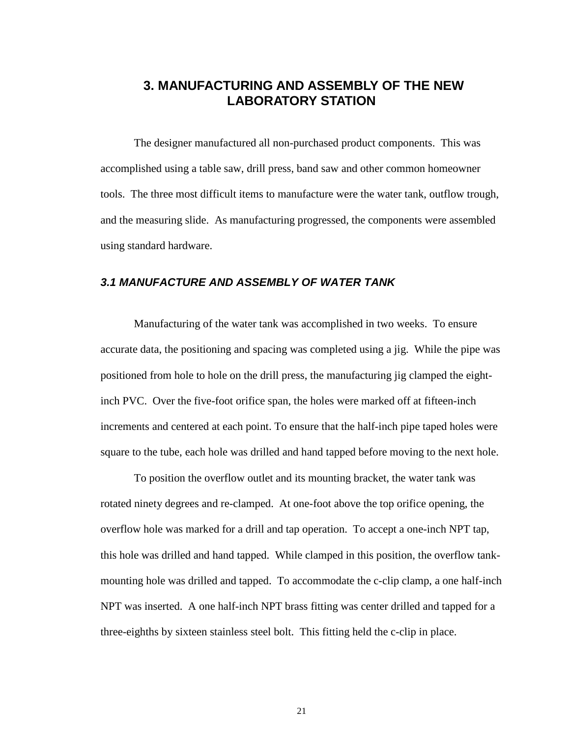# 3. MANUFACTURING AND ASSEMBLY OF THE NEW LABORATORY STATION

The designer manufactured all non-purchased product components. This was accomplished using a table saw, drill press, band saw and other common homeowner tools. The three most difficult items to manufacture were the water tank, outflow trough, and the measuring slide. As manufacturing progressed, the components were assembled using standard hardware.

## *3.1 MANUFACTURE AND ASSEMBLY OF WATER TANK*

Manufacturing of the water tank was accomplished in two weeks. To ensure accurate data, the positioning and spacing was completed using a jig. While the pipe was positioned from hole to hole on the drill press, the manufacturing jig clamped the eight-inch PVC. Over the five-foot orifice span, the holes were marked off at fifteen-inch increments and centered at each point. To ensure that the half-inch pipe taped holes were square to the tube, each hole was drilled and hand tapped before moving to the next hole.

To position the overflow outlet and its mounting bracket, the water tank was rotated ninety degrees and re-clamped. At one-foot above the top orifice opening, the overflow hole was marked for a drill and tap operation. To accept a one-inch NPT tap, this hole was drilled and hand tapped. While clamped in this position, the overflow tank-mounting hole was drilled and tapped. To accommodate the c-clip clamp, a one half-inch NPT was inserted. A one half-inch NPT brass fitting was center drilled and tapped for a three-eighths by sixteen stainless steel bolt. This fitting held the c-clip in place.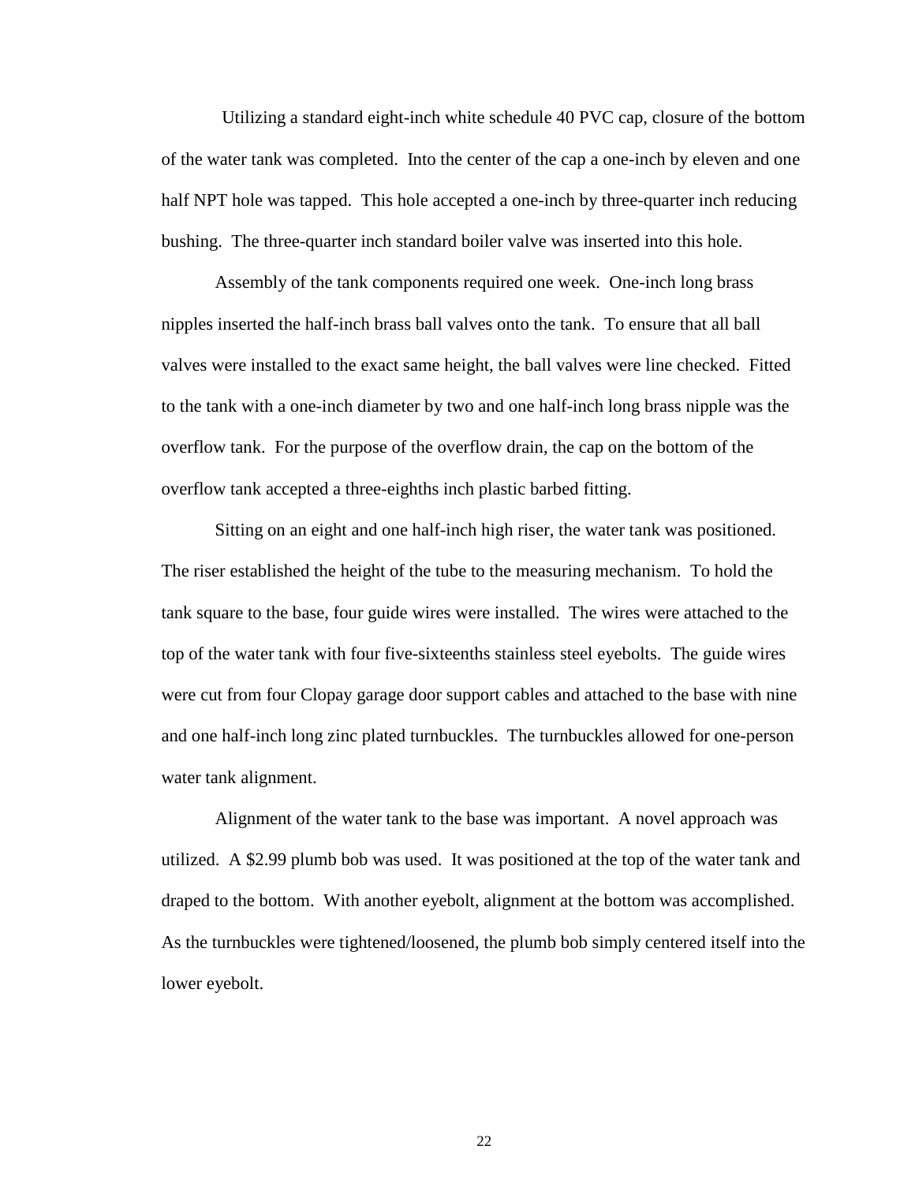Utilizing a standard eight-inch white schedule 40 PVC cap, closure of the bottom of the water tank was completed. Into the center of the cap a one-inch by eleven and one half NPT hole was tapped. This hole accepted a one-inch by three-quarter inch reducing bushing. The three-quarter inch standard boiler valve was inserted into this hole.

Assembly of the tank components required one week. One-inch long brass nipples inserted the half-inch brass ball valves onto the tank. To ensure that all ball valves were installed to the exact same height, the ball valves were line checked. Fitted to the tank with a one-inch diameter by two and one half-inch long brass nipple was the overflow tank. For the purpose of the overflow drain, the cap on the bottom of the overflow tank accepted a three-eighths inch plastic barbed fitting.

Sitting on an eight and one half-inch high riser, the water tank was positioned. The riser established the height of the tube to the measuring mechanism. To hold the tank square to the base, four guide wires were installed. The wires were attached to the top of the water tank with four five-sixteenths stainless steel eyebolts. The guide wires were cut from four Clopay garage door support cables and attached to the base with nine and one half-inch long zinc plated turnbuckles. The turnbuckles allowed for one-person water tank alignment.

Alignment of the water tank to the base was important. A novel approach was utilized. A $2.99 plumb bob was used. It was positioned at the top of the water tank and draped to the bottom. With another eyebolt, alignment at the bottom was accomplished. As the turnbuckles were tightened/loosened, the plumb bob simply centered itself into the lower eyebolt.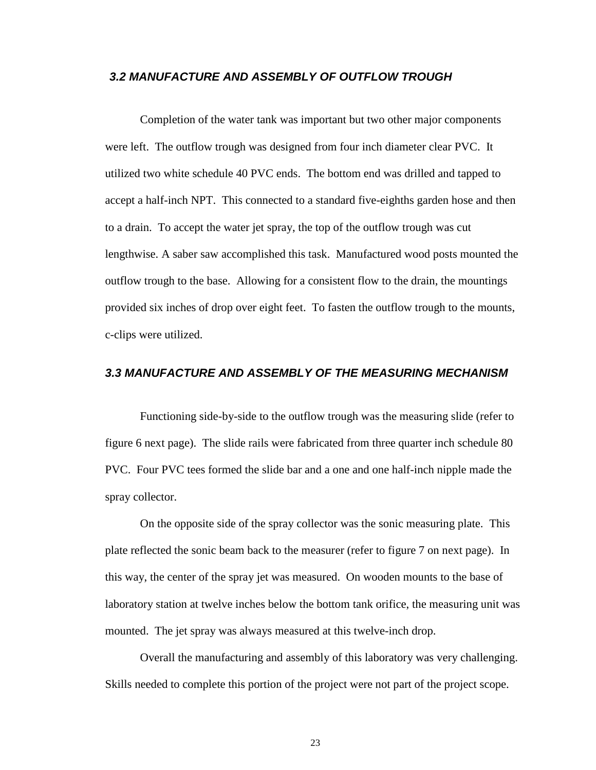### *3.2 MANUFACTURE AND ASSEMBLY OF OUTFLOW TROUGH*

Completion of the water tank was important but two other major components were left. The outflow trough was designed from four inch diameter clear PVC. It utilized two white schedule 40 PVC ends. The bottom end was drilled and tapped to accept a half-inch NPT. This connected to a standard five-eighths garden hose and then to a drain. To accept the water jet spray, the top of the outflow trough was cut lengthwise. A saber saw accomplished this task. Manufactured wood posts mounted the outflow trough to the base. Allowing for a consistent flow to the drain, the mountings provided six inches of drop over eight feet. To fasten the outflow trough to the mounts, c-clips were utilized.

### *3.3 MANUFACTURE AND ASSEMBLY OF THE MEASURING MECHANISM*

Functioning side-by-side to the outflow trough was the measuring slide (refer to figure 6 next page). The slide rails were fabricated from three quarter inch schedule 80 PVC. Four PVC tees formed the slide bar and a one and one half-inch nipple made the spray collector.

On the opposite side of the spray collector was the sonic measuring plate. This plate reflected the sonic beam back to the measurer (refer to figure 7 on next page). In this way, the center of the spray jet was measured. On wooden mounts to the base of laboratory station at twelve inches below the bottom tank orifice, the measuring unit was mounted. The jet spray was always measured at this twelve-inch drop.

Overall the manufacturing and assembly of this laboratory was very challenging. Skills needed to complete this portion of the project were not part of the project scope.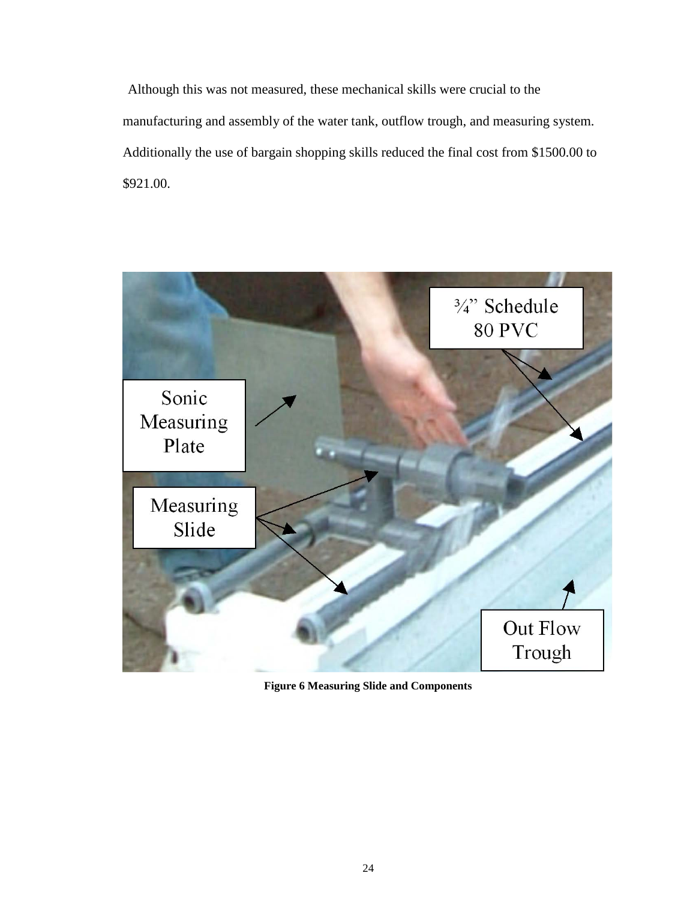Although this was not measured, these mechanical skills were crucial to the manufacturing and assembly of the water tank, outflow trough, and measuring system. Additionally the use of bargain shopping skills reduced the final cost from $1500.00 to $921.00.

**Figure 6 Measuring Slide and Components**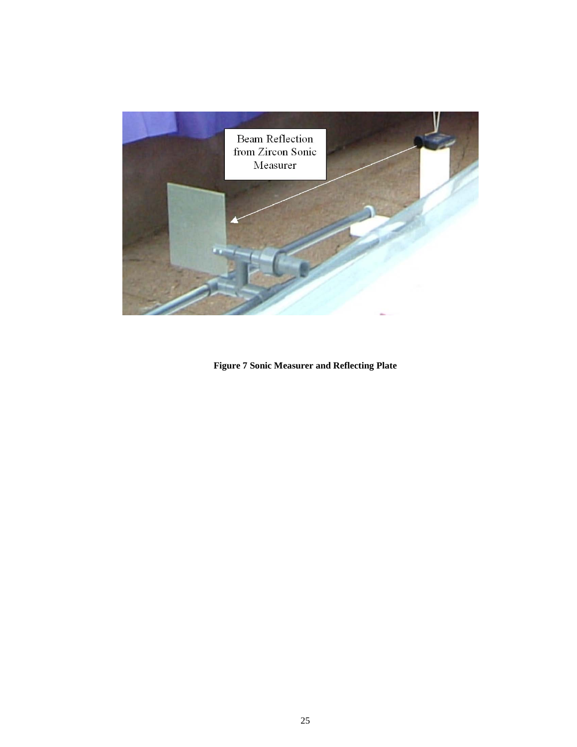**Figure 7 Sonic Measurer and Reflecting Plate**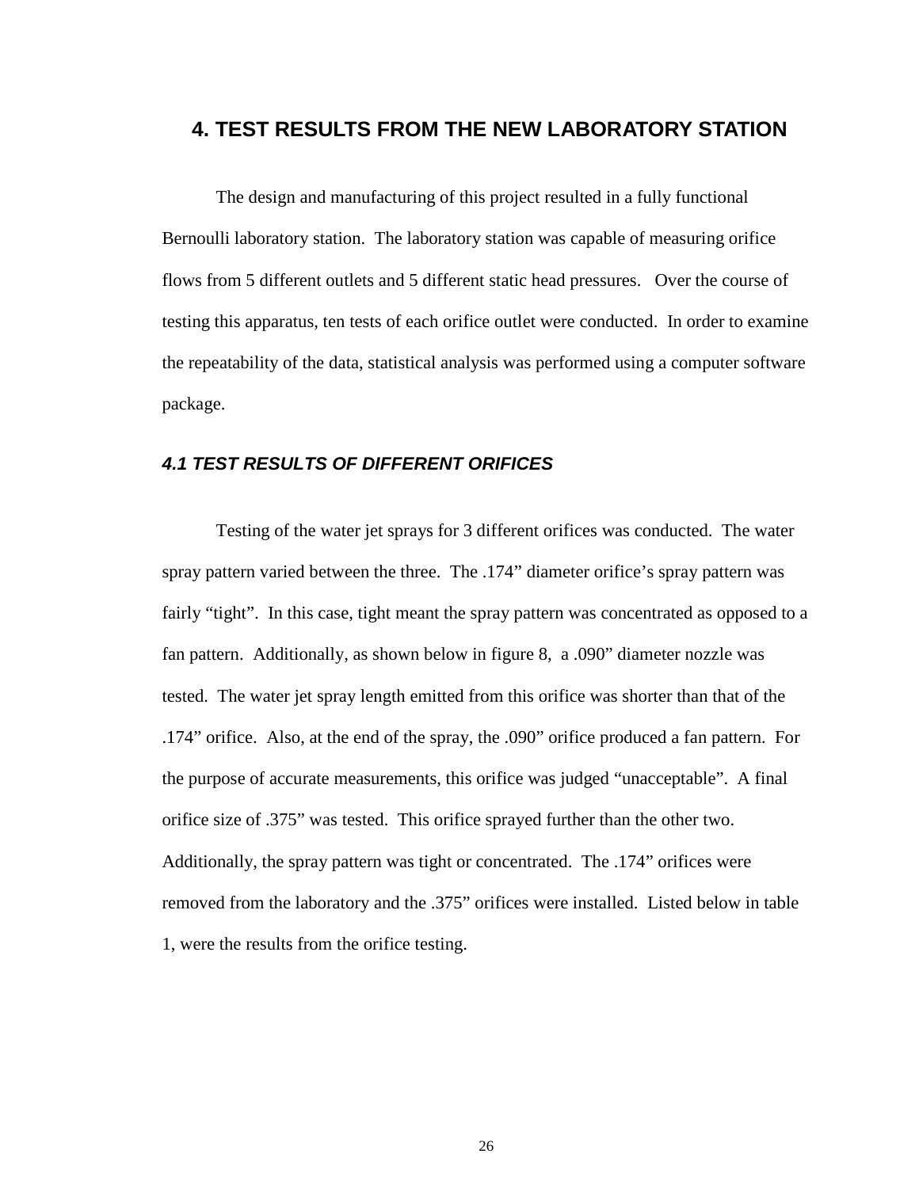# 4. TEST RESULTS FROM THE NEW LABORATORY STATION

The design and manufacturing of this project resulted in a fully functional Bernoulli laboratory station. The laboratory station was capable of measuring orifice flows from 5 different outlets and 5 different static head pressures. Over the course of testing this apparatus, ten tests of each orifice outlet were conducted. In order to examine the repeatability of the data, statistical analysis was performed using a computer software package.

## *4.1 TEST RESULTS OF DIFFERENT ORIFICES*

Testing of the water jet sprays for 3 different orifices was conducted. The water spray pattern varied between the three. The .174" diameter orifice's spray pattern was fairly "tight". In this case, tight meant the spray pattern was concentrated as opposed to a fan pattern. Additionally, as shown below in figure 8, a .090" diameter nozzle was tested. The water jet spray length emitted from this orifice was shorter than that of the .174" orifice. Also, at the end of the spray, the .090" orifice produced a fan pattern. For the purpose of accurate measurements, this orifice was judged "unacceptable". A final orifice size of .375" was tested. This orifice sprayed further than the other two. Additionally, the spray pattern was tight or concentrated. The .174" orifices were removed from the laboratory and the .375" orifices were installed. Listed below in table 1, were the results from the orifice testing.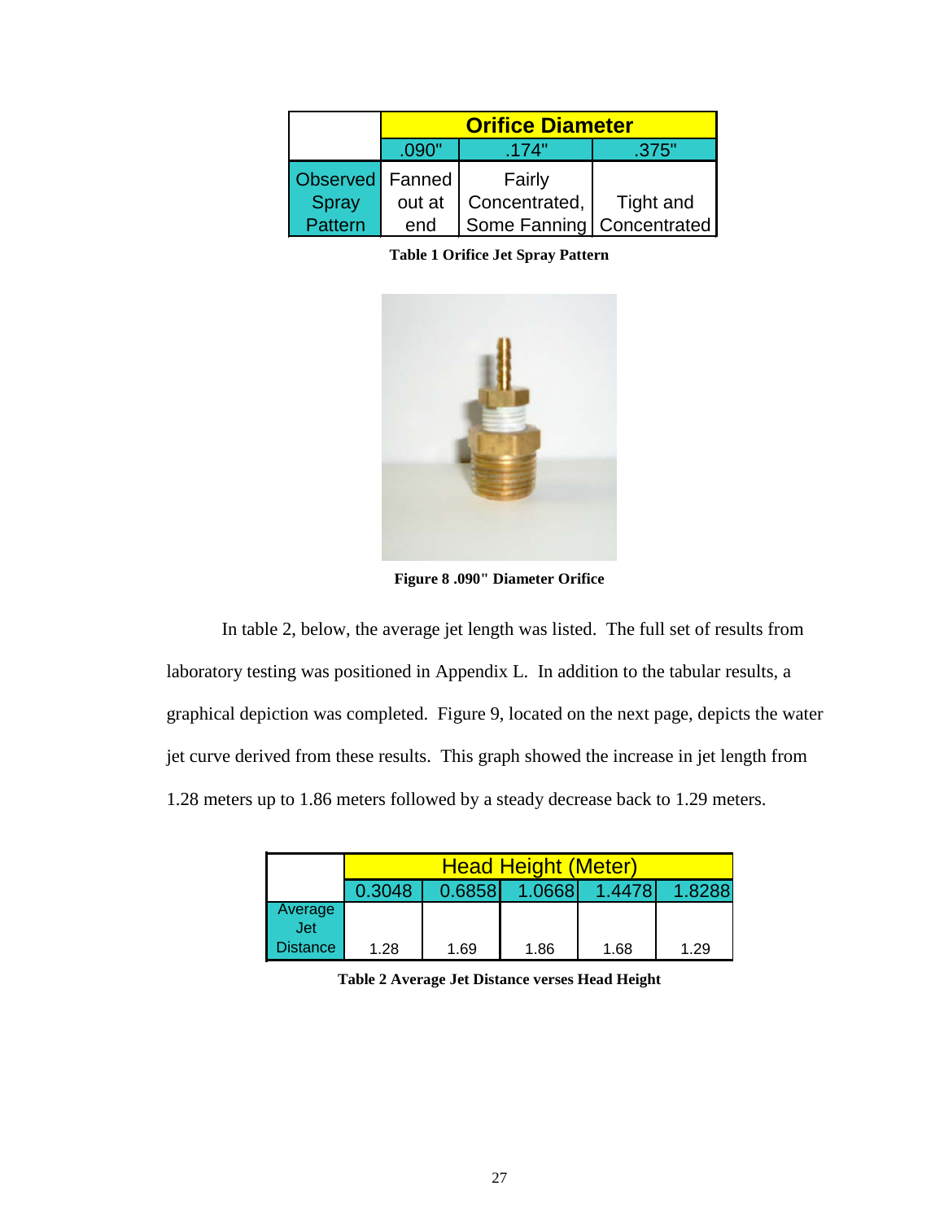| | Orifice Diameter | | |
|---|---|---|---|
| | .090" | .174" | .375" |
| Observed Spray Pattern | Fanned out at end | Fairly Concentrated, Some Fanning | Tight and Concentrated |

**Table 1 Orifice Jet Spray Pattern**

**Figure 8 .090" Diameter Orifice**

In table 2, below, the average jet length was listed. The full set of results from laboratory testing was positioned in Appendix L. In addition to the tabular results, a graphical depiction was completed. Figure 9, located on the next page, depicts the water jet curve derived from these results. This graph showed the increase in jet length from 1.28 meters up to 1.86 meters followed by a steady decrease back to 1.29 meters.

| | Head Height (Meter) | | | | |
|---|---|---|---|---|---|
| | 0.3048 | 0.6858 | 1.0668 | 1.4478 | 1.8288 |
| Average Jet Distance | 1.28 | 1.69 | 1.86 | 1.68 | 1.29 |

**Table 2 Average Jet Distance verses Head Height**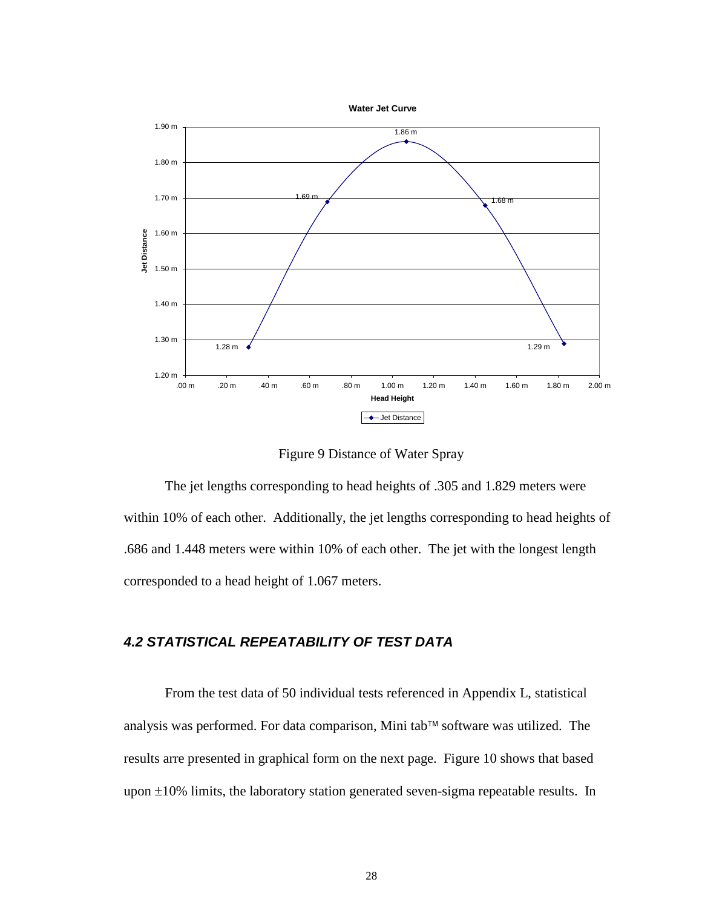Water Jet Curve

| Head Height | Jet Distance |
|---|---|
| .305 m | 1.28 m |
| .686 m | 1.69 m |
| 1.067 m | 1.86 m |
| 1.448 m | 1.68 m |
| 1.829 m | 1.29 m |

Figure 9 Distance of Water Spray

The jet lengths corresponding to head heights of .305 and 1.829 meters were within 10% of each other. Additionally, the jet lengths corresponding to head heights of .686 and 1.448 meters were within 10% of each other. The jet with the longest length corresponded to a head height of 1.067 meters.

### *4.2 STATISTICAL REPEATABILITY OF TEST DATA*

From the test data of 50 individual tests referenced in Appendix L, statistical analysis was performed. For data comparison, Mini tab™ software was utilized. The results arre presented in graphical form on the next page. Figure 10 shows that based upon ±10% limits, the laboratory station generated seven-sigma repeatable results. In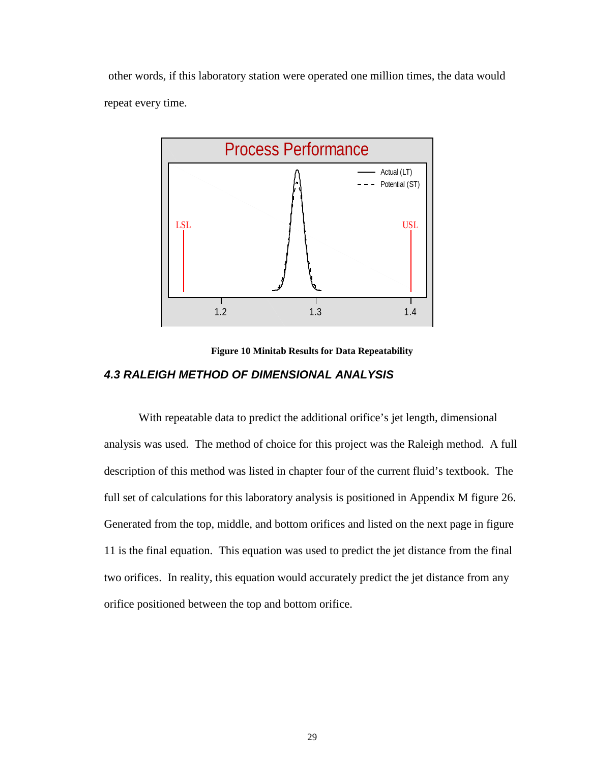other words, if this laboratory station were operated one million times, the data would repeat every time.

Figure 10 Minitab Results for Data Repeatability

### *4.3 RALEIGH METHOD OF DIMENSIONAL ANALYSIS*

With repeatable data to predict the additional orifice's jet length, dimensional analysis was used. The method of choice for this project was the Raleigh method. A full description of this method was listed in chapter four of the current fluid's textbook. The full set of calculations for this laboratory analysis is positioned in Appendix M figure 26. Generated from the top, middle, and bottom orifices and listed on the next page in figure 11 is the final equation. This equation was used to predict the jet distance from the final two orifices. In reality, this equation would accurately predict the jet distance from any orifice positioned between the top and bottom orifice.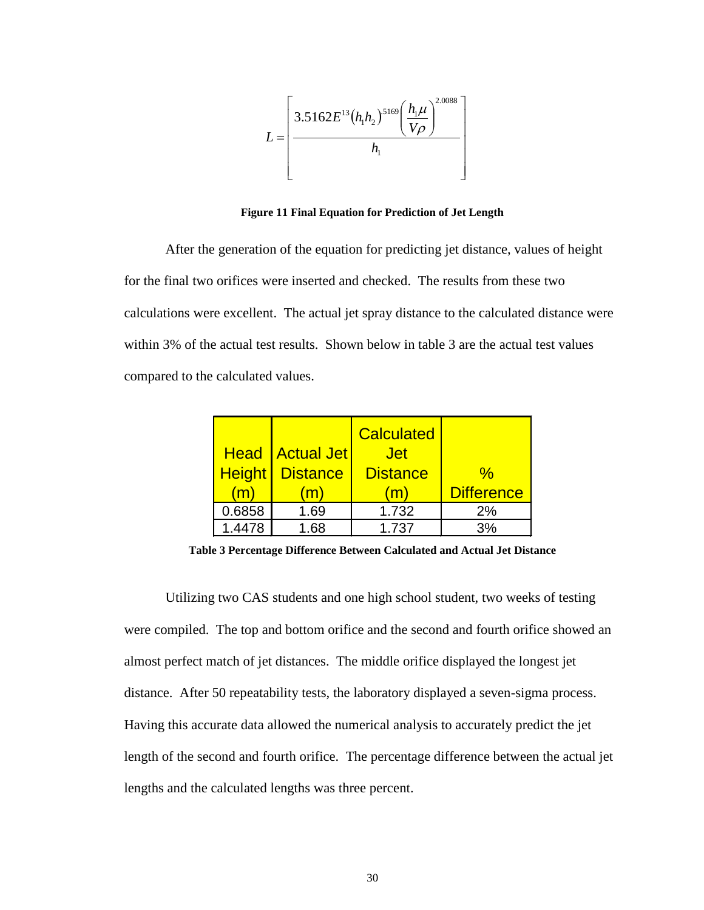$$L = \left[ \frac{3.5162E^{13}(h_1 h_2)^{.5169}\left(\frac{h_1 \mu}{V\rho}\right)^{2.0088}}{h_1} \right]$$

**Figure 11 Final Equation for Prediction of Jet Length**

After the generation of the equation for predicting jet distance, values of height for the final two orifices were inserted and checked. The results from these two calculations were excellent. The actual jet spray distance to the calculated distance were within 3% of the actual test results. Shown below in table 3 are the actual test values compared to the calculated values.

| Head Height (m) | Actual Jet Distance (m) | Calculated Jet Distance (m) | % Difference |
|---|---|---|---|
| 0.6858 | 1.69 | 1.732 | 2% |
| 1.4478 | 1.68 | 1.737 | 3% |

**Table 3 Percentage Difference Between Calculated and Actual Jet Distance**

Utilizing two CAS students and one high school student, two weeks of testing were compiled. The top and bottom orifice and the second and fourth orifice showed an almost perfect match of jet distances. The middle orifice displayed the longest jet distance. After 50 repeatability tests, the laboratory displayed a seven-sigma process. Having this accurate data allowed the numerical analysis to accurately predict the jet length of the second and fourth orifice. The percentage difference between the actual jet lengths and the calculated lengths was three percent.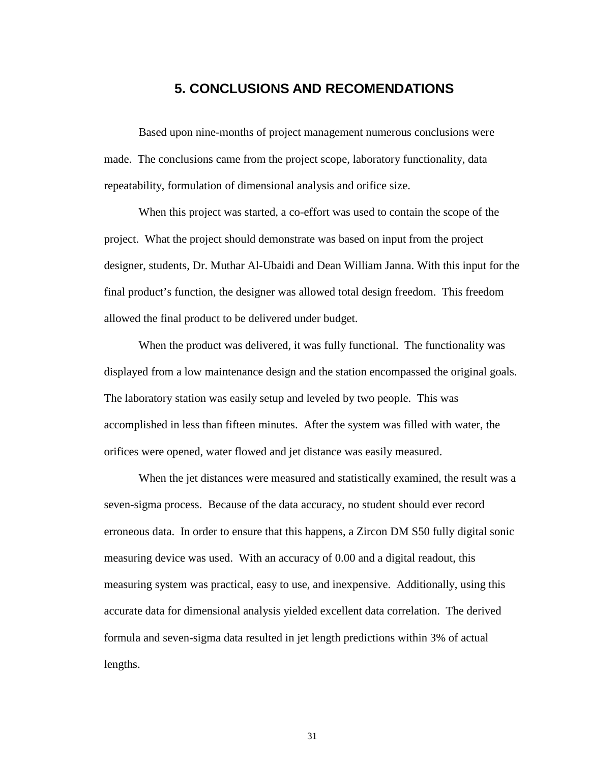# 5. CONCLUSIONS AND RECOMENDATIONS

Based upon nine-months of project management numerous conclusions were made. The conclusions came from the project scope, laboratory functionality, data repeatability, formulation of dimensional analysis and orifice size.

When this project was started, a co-effort was used to contain the scope of the project. What the project should demonstrate was based on input from the project designer, students, Dr. Muthar Al-Ubaidi and Dean William Janna. With this input for the final product's function, the designer was allowed total design freedom. This freedom allowed the final product to be delivered under budget.

When the product was delivered, it was fully functional. The functionality was displayed from a low maintenance design and the station encompassed the original goals. The laboratory station was easily setup and leveled by two people. This was accomplished in less than fifteen minutes. After the system was filled with water, the orifices were opened, water flowed and jet distance was easily measured.

When the jet distances were measured and statistically examined, the result was a seven-sigma process. Because of the data accuracy, no student should ever record erroneous data. In order to ensure that this happens, a Zircon DM S50 fully digital sonic measuring device was used. With an accuracy of 0.00 and a digital readout, this measuring system was practical, easy to use, and inexpensive. Additionally, using this accurate data for dimensional analysis yielded excellent data correlation. The derived formula and seven-sigma data resulted in jet length predictions within 3% of actual lengths.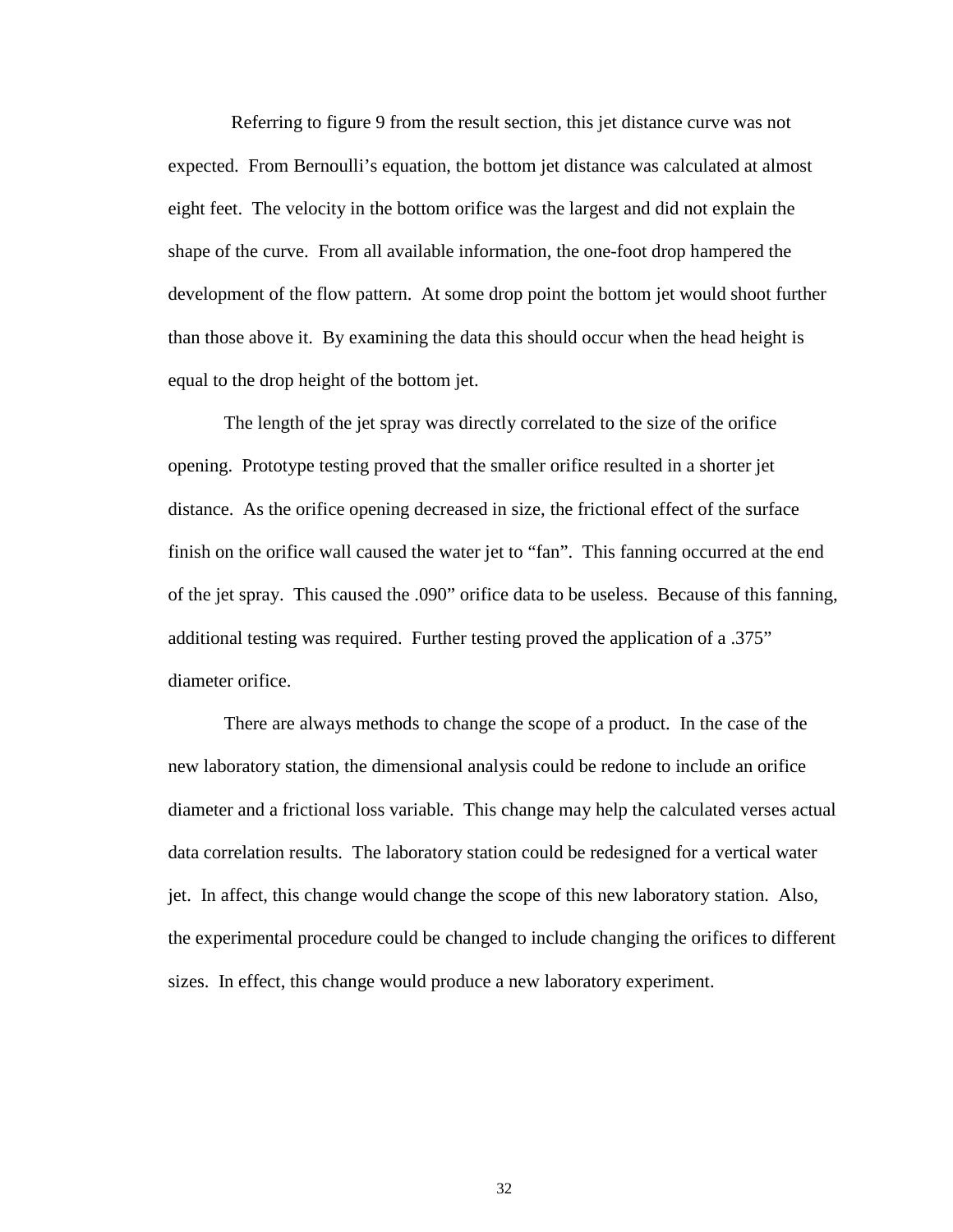Referring to figure 9 from the result section, this jet distance curve was not expected. From Bernoulli's equation, the bottom jet distance was calculated at almost eight feet. The velocity in the bottom orifice was the largest and did not explain the shape of the curve. From all available information, the one-foot drop hampered the development of the flow pattern. At some drop point the bottom jet would shoot further than those above it. By examining the data this should occur when the head height is equal to the drop height of the bottom jet.

The length of the jet spray was directly correlated to the size of the orifice opening. Prototype testing proved that the smaller orifice resulted in a shorter jet distance. As the orifice opening decreased in size, the frictional effect of the surface finish on the orifice wall caused the water jet to "fan". This fanning occurred at the end of the jet spray. This caused the .090" orifice data to be useless. Because of this fanning, additional testing was required. Further testing proved the application of a .375" diameter orifice.

There are always methods to change the scope of a product. In the case of the new laboratory station, the dimensional analysis could be redone to include an orifice diameter and a frictional loss variable. This change may help the calculated verses actual data correlation results. The laboratory station could be redesigned for a vertical water jet. In affect, this change would change the scope of this new laboratory station. Also, the experimental procedure could be changed to include changing the orifices to different sizes. In effect, this change would produce a new laboratory experiment.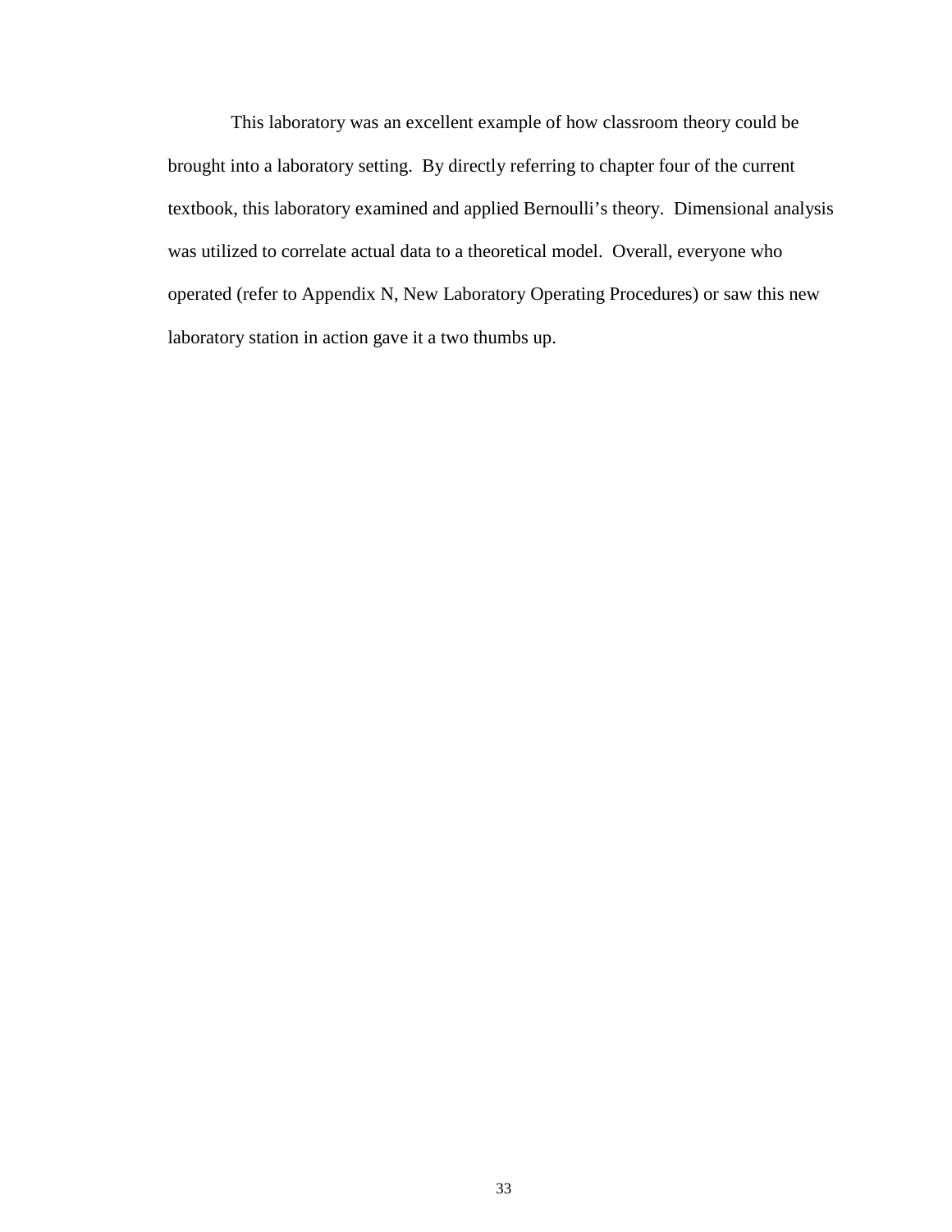This laboratory was an excellent example of how classroom theory could be brought into a laboratory setting. By directly referring to chapter four of the current textbook, this laboratory examined and applied Bernoulli's theory. Dimensional analysis was utilized to correlate actual data to a theoretical model. Overall, everyone who operated (refer to Appendix N, New Laboratory Operating Procedures) or saw this new laboratory station in action gave it a two thumbs up.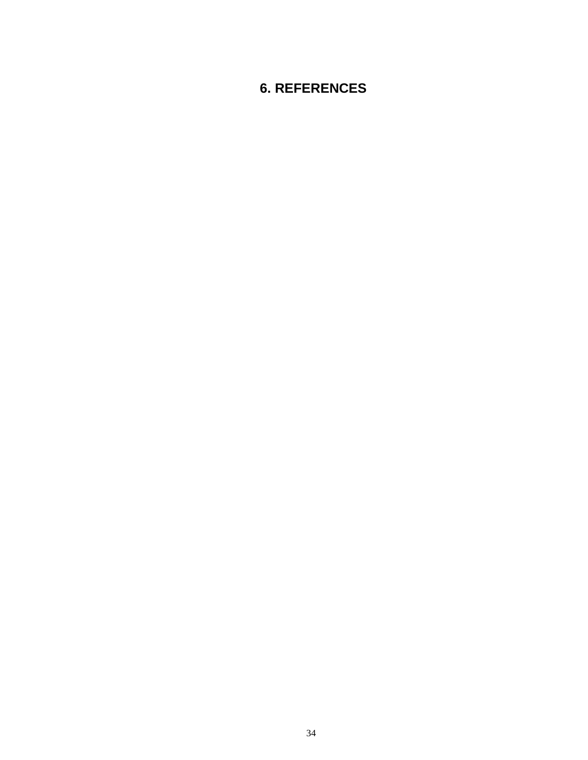# 6. REFERENCES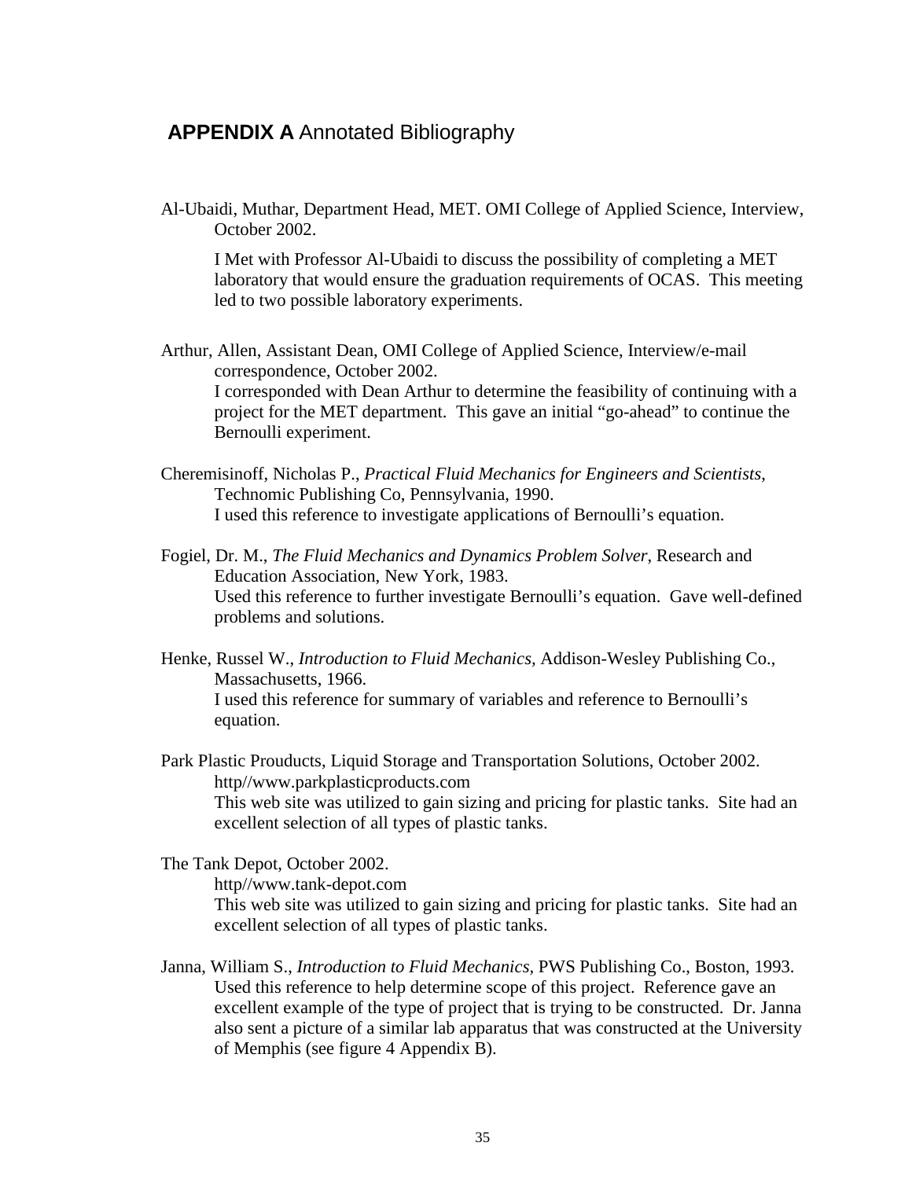# **APPENDIX A** Annotated Bibliography

Al-Ubaidi, Muthar, Department Head, MET. OMI College of Applied Science, Interview, October 2002.

I Met with Professor Al-Ubaidi to discuss the possibility of completing a MET laboratory that would ensure the graduation requirements of OCAS. This meeting led to two possible laboratory experiments.

Arthur, Allen, Assistant Dean, OMI College of Applied Science, Interview/e-mail correspondence, October 2002.
I corresponded with Dean Arthur to determine the feasibility of continuing with a project for the MET department. This gave an initial "go-ahead" to continue the Bernoulli experiment.

Cheremisinoff, Nicholas P., *Practical Fluid Mechanics for Engineers and Scientists*, Technomic Publishing Co, Pennsylvania, 1990.
I used this reference to investigate applications of Bernoulli's equation.

Fogiel, Dr. M., *The Fluid Mechanics and Dynamics Problem Solver*, Research and Education Association, New York, 1983.
Used this reference to further investigate Bernoulli's equation. Gave well-defined problems and solutions.

Henke, Russel W., *Introduction to Fluid Mechanics,* Addison-Wesley Publishing Co., Massachusetts, 1966.
I used this reference for summary of variables and reference to Bernoulli's equation.

Park Plastic Prouducts, Liquid Storage and Transportation Solutions, October 2002.
http//www.parkplasticproducts.com
This web site was utilized to gain sizing and pricing for plastic tanks. Site had an excellent selection of all types of plastic tanks.

The Tank Depot, October 2002.
http//www.tank-depot.com
This web site was utilized to gain sizing and pricing for plastic tanks. Site had an excellent selection of all types of plastic tanks.

Janna, William S., *Introduction to Fluid Mechanics,* PWS Publishing Co., Boston, 1993.
Used this reference to help determine scope of this project. Reference gave an excellent example of the type of project that is trying to be constructed. Dr. Janna also sent a picture of a similar lab apparatus that was constructed at the University of Memphis (see figure 4 Appendix B).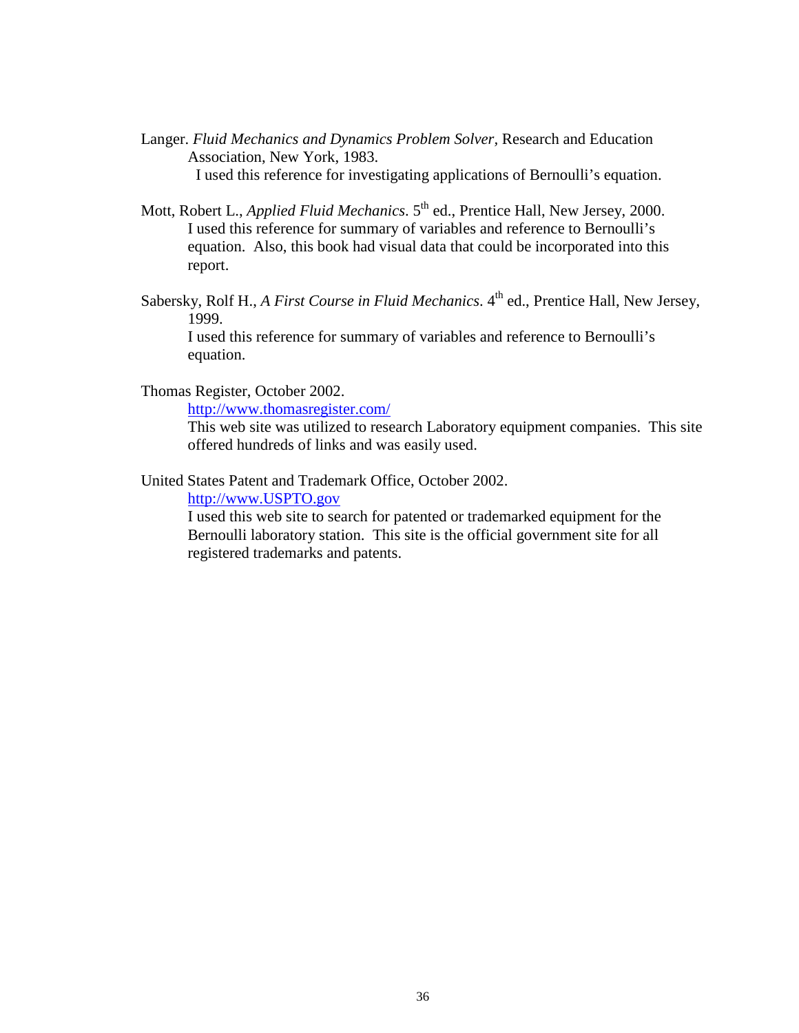Langer. *Fluid Mechanics and Dynamics Problem Solver,* Research and Education Association, New York, 1983.

I used this reference for investigating applications of Bernoulli's equation.

Mott, Robert L., *Applied Fluid Mechanics*. 5th ed., Prentice Hall, New Jersey, 2000.

I used this reference for summary of variables and reference to Bernoulli's equation. Also, this book had visual data that could be incorporated into this report.

Sabersky, Rolf H., *A First Course in Fluid Mechanics*. 4th ed., Prentice Hall, New Jersey, 1999.

I used this reference for summary of variables and reference to Bernoulli's equation.

Thomas Register, October 2002.

[http://www.thomasregister.com/](http://www.thomasregister.com/)

This web site was utilized to research Laboratory equipment companies. This site offered hundreds of links and was easily used.

United States Patent and Trademark Office, October 2002.

[http://www.USPTO.gov](http://www.USPTO.gov)

I used this web site to search for patented or trademarked equipment for the Bernoulli laboratory station. This site is the official government site for all registered trademarks and patents.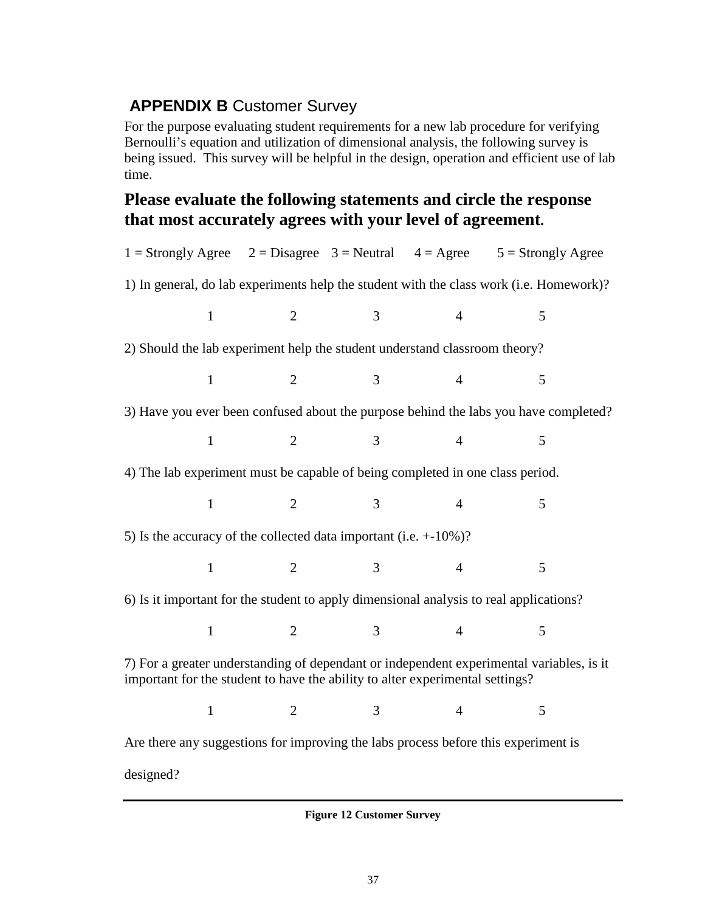## **APPENDIX B** Customer Survey

For the purpose evaluating student requirements for a new lab procedure for verifying Bernoulli's equation and utilization of dimensional analysis, the following survey is being issued. This survey will be helpful in the design, operation and efficient use of lab time.

### Please evaluate the following statements and circle the response that most accurately agrees with your level of agreement.

1 = Strongly Agree 2 = Disagree 3 = Neutral 4 = Agree 5 = Strongly Agree

1) In general, do lab experiments help the student with the class work (i.e. Homework)?

1 2 3 4 5

2) Should the lab experiment help the student understand classroom theory?

1 2 3 4 5

3) Have you ever been confused about the purpose behind the labs you have completed?

1 2 3 4 5

4) The lab experiment must be capable of being completed in one class period.

1 2 3 4 5

5) Is the accuracy of the collected data important (i.e. +-10%)?

1 2 3 4 5

6) Is it important for the student to apply dimensional analysis to real applications?

1 2 3 4 5

7) For a greater understanding of dependant or independent experimental variables, is it important for the student to have the ability to alter experimental settings?

1 2 3 4 5

Are there any suggestions for improving the labs process before this experiment is designed?

---

**Figure 12 Customer Survey**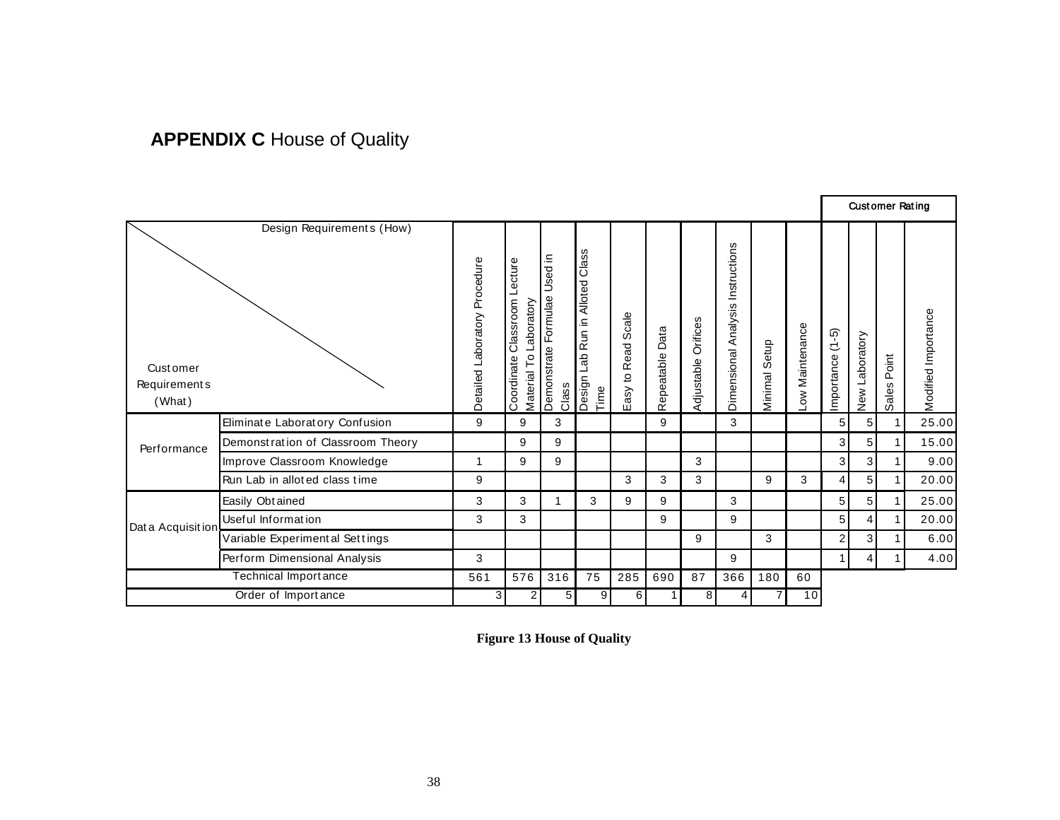**APPENDIX C** House of Quality

| Customer Requirements (What) | Design Requirements (How) | Detailed Laboratory Procedure | Coordinate Classroom Lecture Material To Laboratory | Demonstrate Formulae Used in Class | Design Lab Run in Alloted Class Time | Easy to Read Scale | Repeatable Data | Adjustable Orifices | Dimensional Analysis Instructions | Minimal Setup | Low Maintenance | Customer Rating: Importance (1-5) | Customer Rating: New Laboratory | Customer Rating: Sales Point | Customer Rating: Modified Importance |
|---|---|---|---|---|---|---|---|---|---|---|---|---|---|---|---|
| Performance | Eliminate Laboratory Confusion | 9 | 9 | 3 | | | 9 | | 3 | | | 5 | 5 | 1 | 25.00 |
| | Demonstration of Classroom Theory | | 9 | 9 | | | | | | | | 3 | 5 | 1 | 15.00 |
| | Improve Classroom Knowledge | 1 | 9 | 9 | | | | 3 | | | | 3 | 3 | 1 | 9.00 |
| | Run Lab in alloted class time | 9 | | | | 3 | 3 | 3 | | 9 | 3 | 4 | 5 | 1 | 20.00 |
| Data Acquisition | Easily Obtained | 3 | 3 | 1 | 3 | 9 | 9 | | 3 | | | 5 | 5 | 1 | 25.00 |
| | Useful Information | 3 | 3 | | | | 9 | | 9 | | | 5 | 4 | 1 | 20.00 |
| | Variable Experimental Settings | | | | | | | 9 | | 3 | | 2 | 3 | 1 | 6.00 |
| | Perform Dimensional Analysis | 3 | | | | | | | 9 | | | 1 | 4 | 1 | 4.00 |
| Technical Importance | | 561 | 576 | 316 | 75 | 285 | 690 | 87 | 366 | 180 | 60 | | | | |
| Order of Importance | | 3 | 2 | 5 | 9 | 6 | 1 | 8 | 4 | 7 | 10 | | | | |

**Figure 13 House of Quality**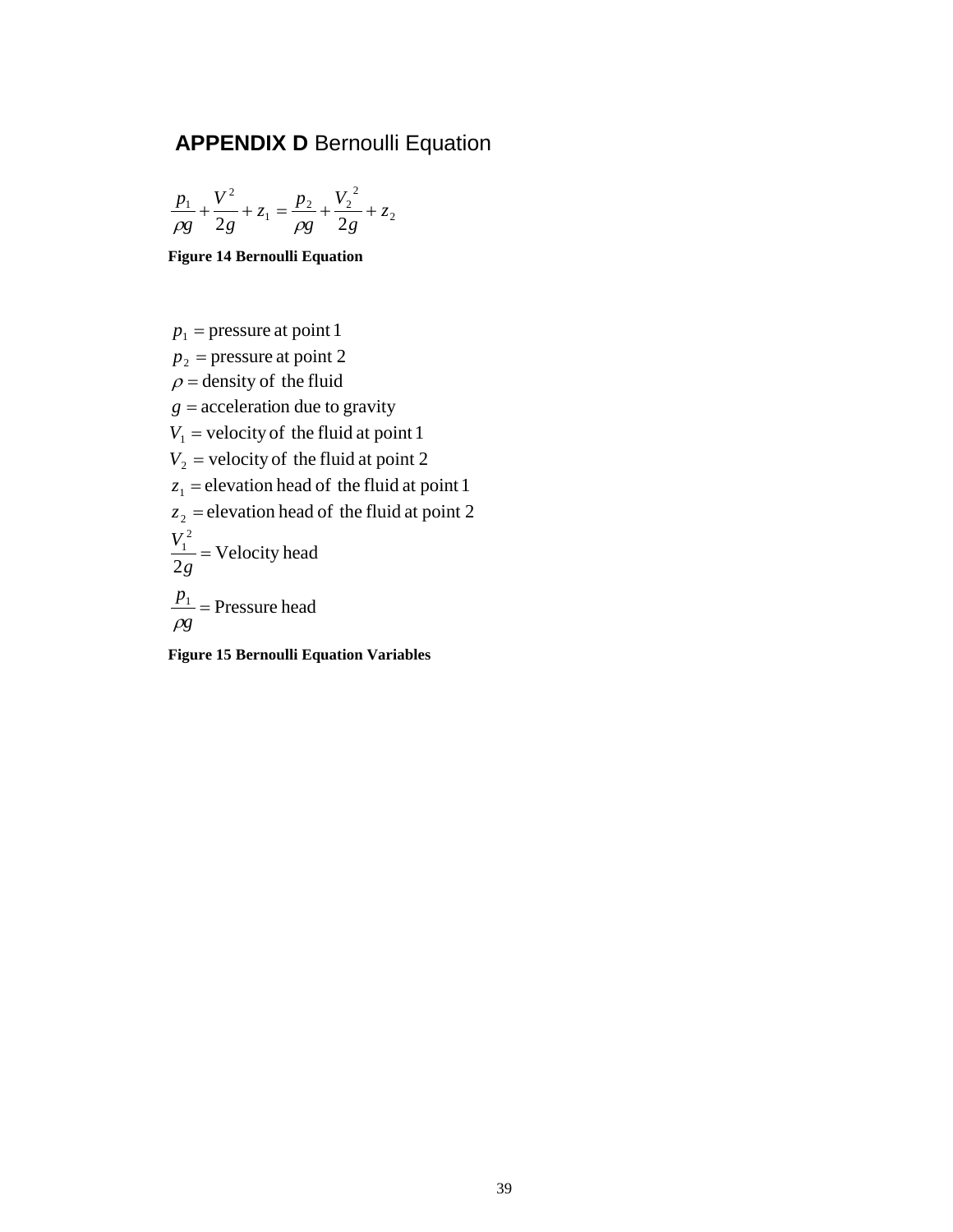# **APPENDIX D** Bernoulli Equation

$$\frac{p_1}{\rho g} + \frac{V^2}{2g} + z_1 = \frac{p_2}{\rho g} + \frac{V_2^{\ 2}}{2g} + z_2$$

**Figure 14 Bernoulli Equation**

$p_1$ = pressure at point 1
$p_2$ = pressure at point 2
$\rho$ = density of the fluid
$g$ = acceleration due to gravity
$V_1$ = velocity of the fluid at point 1
$V_2$ = velocity of the fluid at point 2
$z_1$ = elevation head of the fluid at point 1
$z_2$ = elevation head of the fluid at point 2

$$\frac{V_1^{\ 2}}{2g} = \text{Velocity head}$$

$$\frac{p_1}{\rho g} = \text{Pressure head}$$

**Figure 15 Bernoulli Equation Variables**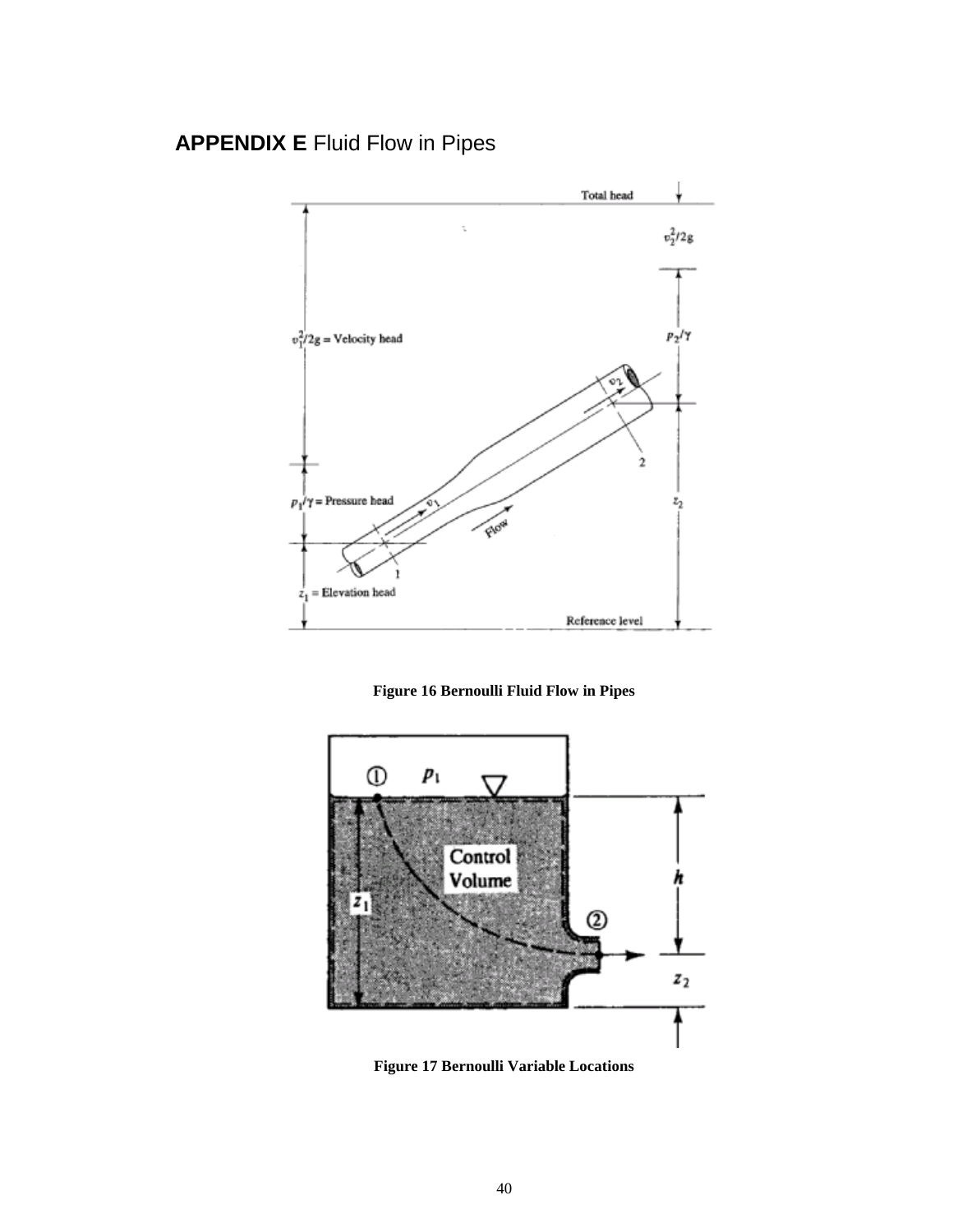## **APPENDIX E** Fluid Flow in Pipes

**Figure 16 Bernoulli Fluid Flow in Pipes**

**Figure 17 Bernoulli Variable Locations**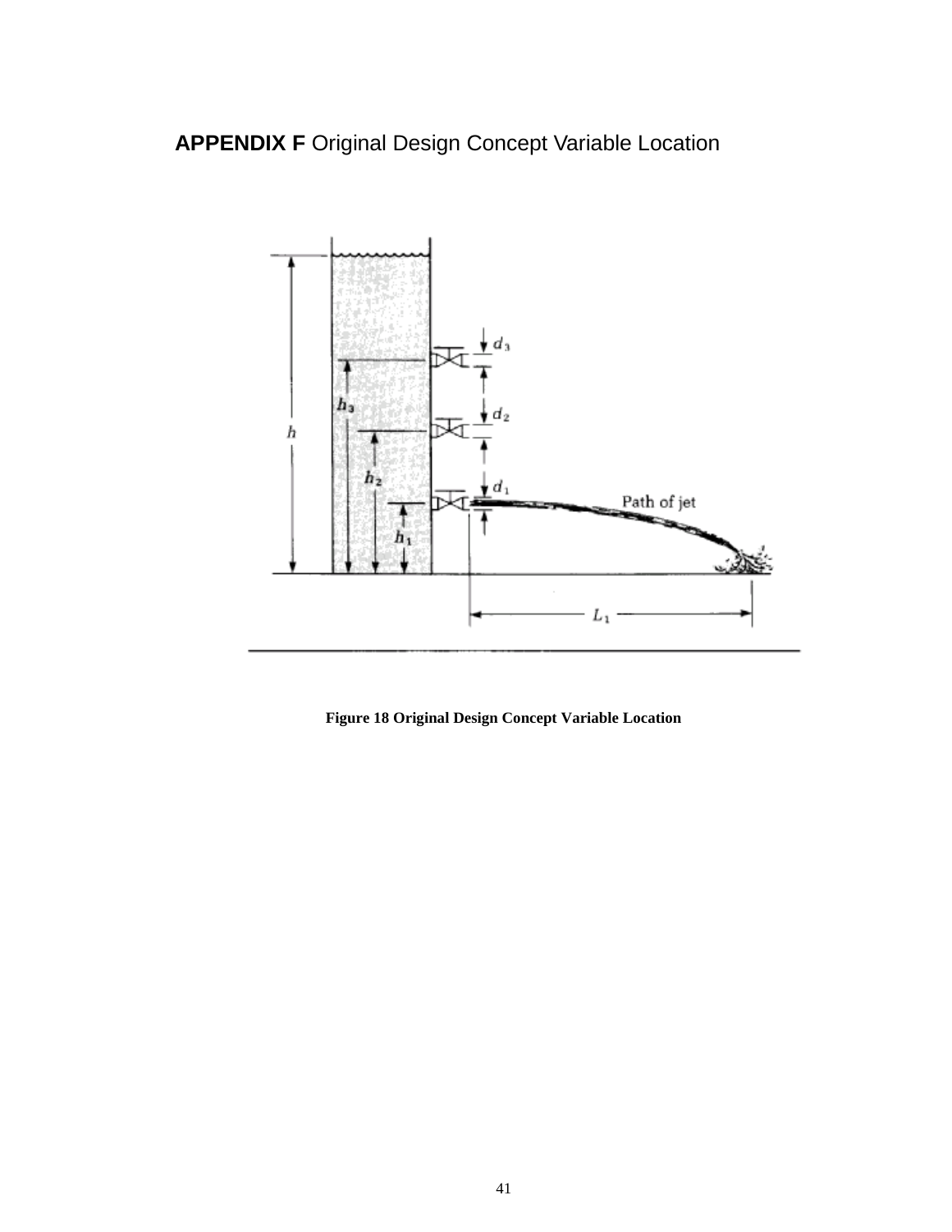## **APPENDIX F** Original Design Concept Variable Location

**Figure 18 Original Design Concept Variable Location**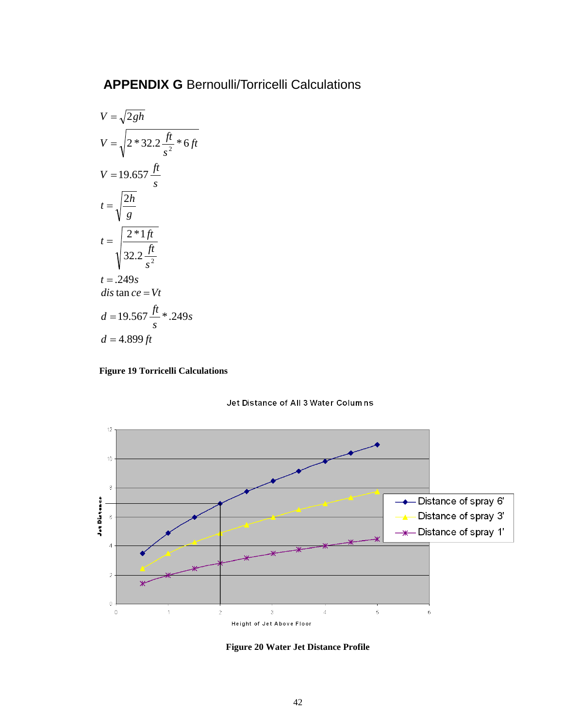## **APPENDIX G** Bernoulli/Torricelli Calculations

$$V = \sqrt{2gh}$$

$$V = \sqrt{2 * 32.2 \frac{ft}{s^2} * 6\,ft}$$

$$V = 19.657 \frac{ft}{s}$$

$$t = \sqrt{\frac{2h}{g}}$$

$$t = \sqrt{\frac{2 * 1\,ft}{32.2 \frac{ft}{s^2}}}$$

$$t = .249s$$

$$distance = Vt$$

$$d = 19.567 \frac{ft}{s} * .249s$$

$$d = 4.899\,ft$$

**Figure 19 Torricelli Calculations**

Jet Distance of All 3 Water Columns

Legend: Distance of spray 6', Distance of spray 3', Distance of spray 1'

Y-axis: Jet Distance (0–12); X-axis: Height of Jet Above Floor (0–6)

**Figure 20 Water Jet Distance Profile**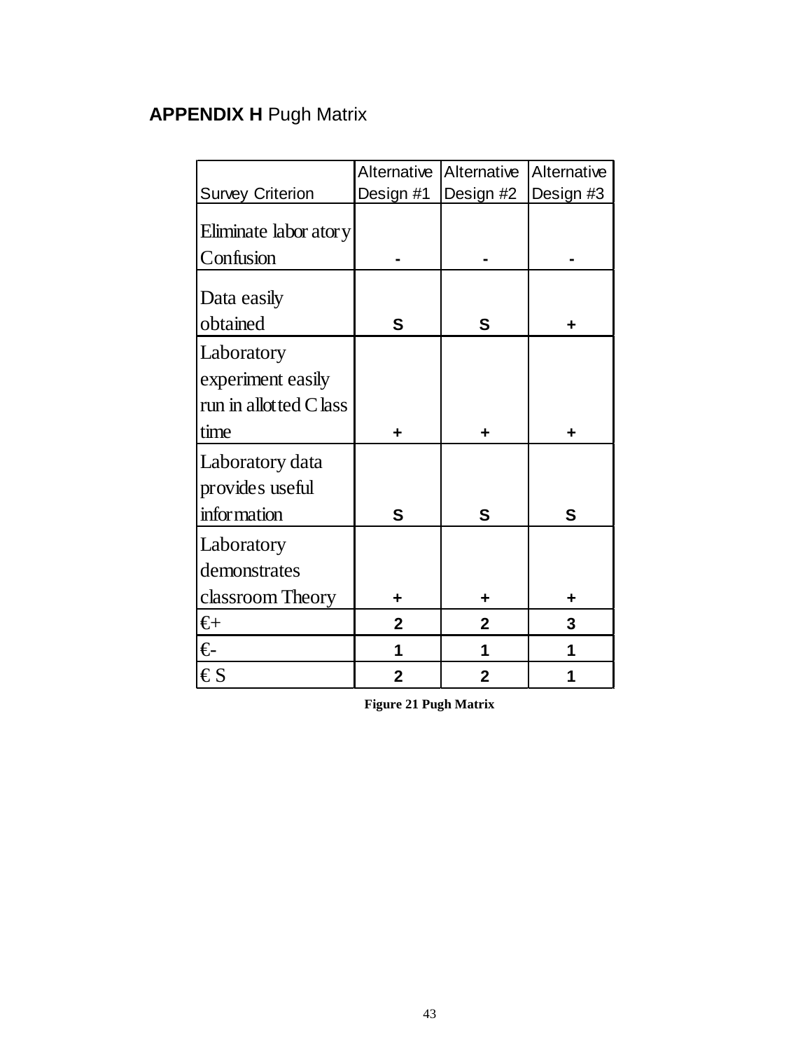**APPENDIX H** Pugh Matrix

| Survey Criterion | Alternative Design #1 | Alternative Design #2 | Alternative Design #3 |
|---|---|---|---|
| Eliminate laboratory Confusion | - | - | - |
| Data easily obtained | S | S | + |
| Laboratory experiment easily run in allotted Class time | + | + | + |
| Laboratory data provides useful information | S | S | S |
| Laboratory demonstrates classroom Theory | + | + | + |
| €+ | 2 | 2 | 3 |
| €- | 1 | 1 | 1 |
| € S | 2 | 2 | 1 |

**Figure 21 Pugh Matrix**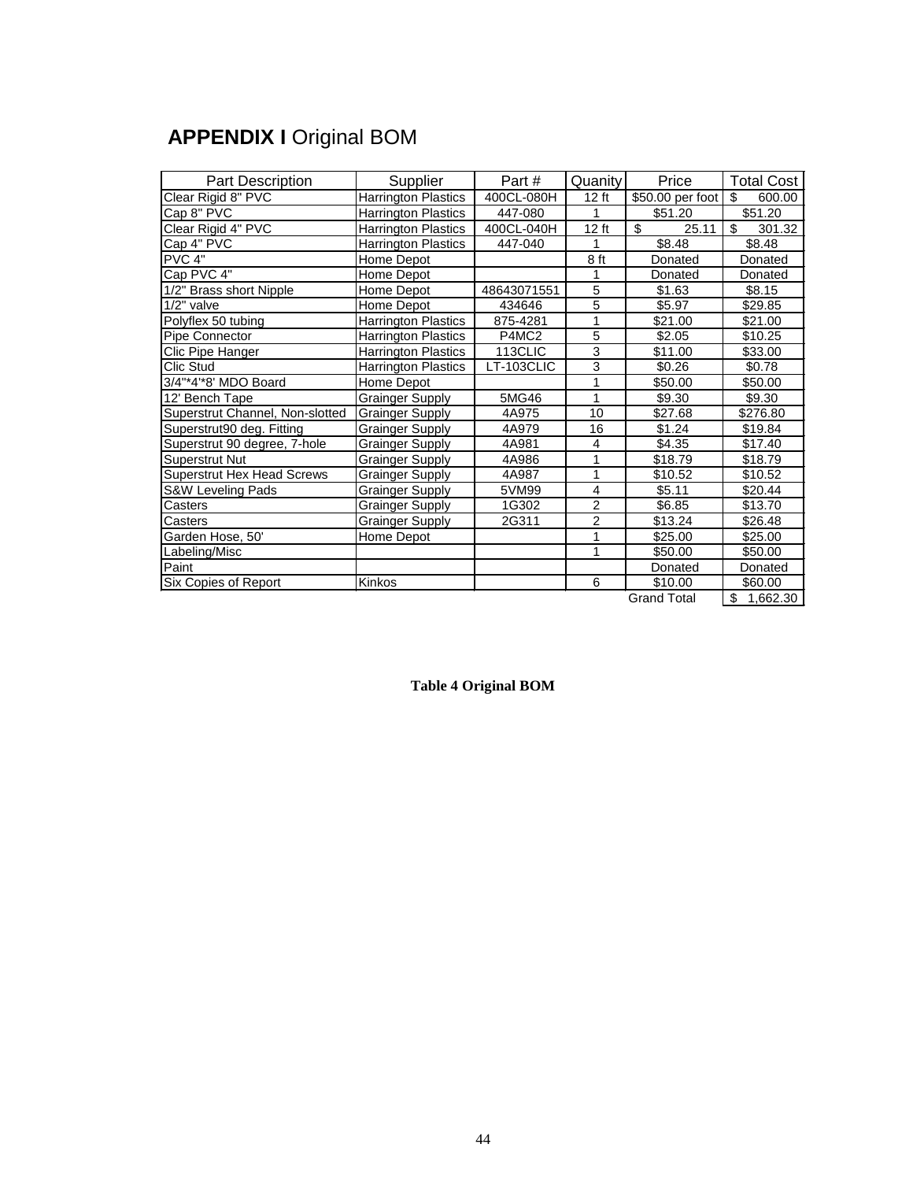## **APPENDIX I** Original BOM

| Part Description | Supplier | Part # | Quanity | Price | Total Cost |
|---|---|---|---|---|---|
| Clear Rigid 8" PVC | Harrington Plastics | 400CL-080H | 12 ft | $50.00 per foot | $ 600.00 |
| Cap 8" PVC | Harrington Plastics | 447-080 | 1 | $51.20 | $51.20 |
| Clear Rigid 4" PVC | Harrington Plastics | 400CL-040H | 12 ft | $ 25.11 | $ 301.32 |
| Cap 4" PVC | Harrington Plastics | 447-040 | 1 | $8.48 | $8.48 |
| PVC 4" | Home Depot | | 8 ft | Donated | Donated |
| Cap PVC 4" | Home Depot | | 1 | Donated | Donated |
| 1/2" Brass short Nipple | Home Depot | 48643071551 | 5 | $1.63 | $8.15 |
| 1/2" valve | Home Depot | 434646 | 5 | $5.97 | $29.85 |
| Polyflex 50 tubing | Harrington Plastics | 875-4281 | 1 | $21.00 | $21.00 |
| Pipe Connector | Harrington Plastics | P4MC2 | 5 | $2.05 | $10.25 |
| Clic Pipe Hanger | Harrington Plastics | 113CLIC | 3 | $11.00 | $33.00 |
| Clic Stud | Harrington Plastics | LT-103CLIC | 3 | $0.26 | $0.78 |
| 3/4"*4'*8' MDO Board | Home Depot | | 1 | $50.00 | $50.00 |
| 12' Bench Tape | Grainger Supply | 5MG46 | 1 | $9.30 | $9.30 |
| Superstrut Channel, Non-slotted | Grainger Supply | 4A975 | 10 | $27.68 | $276.80 |
| Superstrut90 deg. Fitting | Grainger Supply | 4A979 | 16 | $1.24 | $19.84 |
| Superstrut 90 degree, 7-hole | Grainger Supply | 4A981 | 4 | $4.35 | $17.40 |
| Superstrut Nut | Grainger Supply | 4A986 | 1 | $18.79 | $18.79 |
| Superstrut Hex Head Screws | Grainger Supply | 4A987 | 1 | $10.52 | $10.52 |
| S&W Leveling Pads | Grainger Supply | 5VM99 | 4 | $5.11 | $20.44 |
| Casters | Grainger Supply | 1G302 | 2 | $6.85 | $13.70 |
| Casters | Grainger Supply | 2G311 | 2 | $13.24 | $26.48 |
| Garden Hose, 50' | Home Depot | | 1 | $25.00 | $25.00 |
| Labeling/Misc | | | 1 | $50.00 | $50.00 |
| Paint | | | | Donated | Donated |
| Six Copies of Report | Kinkos | | 6 | $10.00 | $60.00 |
| | | | | Grand Total | $ 1,662.30 |

**Table 4 Original BOM**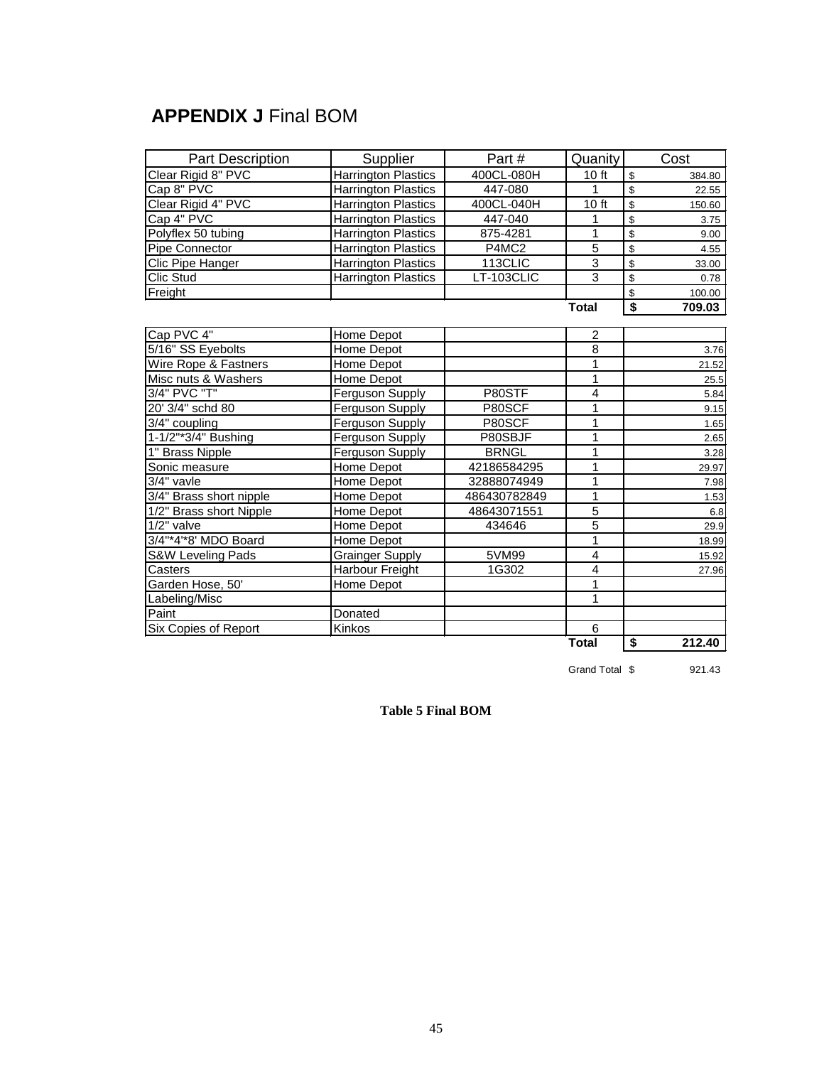## APPENDIX J Final BOM

| Part Description | Supplier | Part # | Quanity | Cost |
|---|---|---|---|---|
| Clear Rigid 8" PVC | Harrington Plastics | 400CL-080H | 10 ft | $ 384.80 |
| Cap 8" PVC | Harrington Plastics | 447-080 | 1 | $ 22.55 |
| Clear Rigid 4" PVC | Harrington Plastics | 400CL-040H | 10 ft | $ 150.60 |
| Cap 4" PVC | Harrington Plastics | 447-040 | 1 | $ 3.75 |
| Polyflex 50 tubing | Harrington Plastics | 875-4281 | 1 | $ 9.00 |
| Pipe Connector | Harrington Plastics | P4MC2 | 5 | $ 4.55 |
| Clic Pipe Hanger | Harrington Plastics | 113CLIC | 3 | $ 33.00 |
| Clic Stud | Harrington Plastics | LT-103CLIC | 3 | $ 0.78 |
| Freight | | | | $ 100.00 |
| | | | **Total** | **$ 709.03** |
| Cap PVC 4" | Home Depot | | 2 | |
| 5/16" SS Eyebolts | Home Depot | | 8 | 3.76 |
| Wire Rope & Fastners | Home Depot | | 1 | 21.52 |
| Misc nuts & Washers | Home Depot | | 1 | 25.5 |
| 3/4" PVC "T" | Ferguson Supply | P80STF | 4 | 5.84 |
| 20' 3/4" schd 80 | Ferguson Supply | P80SCF | 1 | 9.15 |
| 3/4" coupling | Ferguson Supply | P80SCF | 1 | 1.65 |
| 1-1/2"*3/4" Bushing | Ferguson Supply | P80SBJF | 1 | 2.65 |
| 1" Brass Nipple | Ferguson Supply | BRNGL | 1 | 3.28 |
| Sonic measure | Home Depot | 42186584295 | 1 | 29.97 |
| 3/4" vavle | Home Depot | 32888074949 | 1 | 7.98 |
| 3/4" Brass short nipple | Home Depot | 486430782849 | 1 | 1.53 |
| 1/2" Brass short Nipple | Home Depot | 48643071551 | 5 | 6.8 |
| 1/2" valve | Home Depot | 434646 | 5 | 29.9 |
| 3/4"*4'*8' MDO Board | Home Depot | | 1 | 18.99 |
| S&W Leveling Pads | Grainger Supply | 5VM99 | 4 | 15.92 |
| Casters | Harbour Freight | 1G302 | 4 | 27.96 |
| Garden Hose, 50' | Home Depot | | 1 | |
| Labeling/Misc | | | 1 | |
| Paint | Donated | | | |
| Six Copies of Report | Kinkos | | 6 | |
| | | | **Total** | **$ 212.40** |
| | | | Grand Total | $ 921.43 |

**Table 5 Final BOM**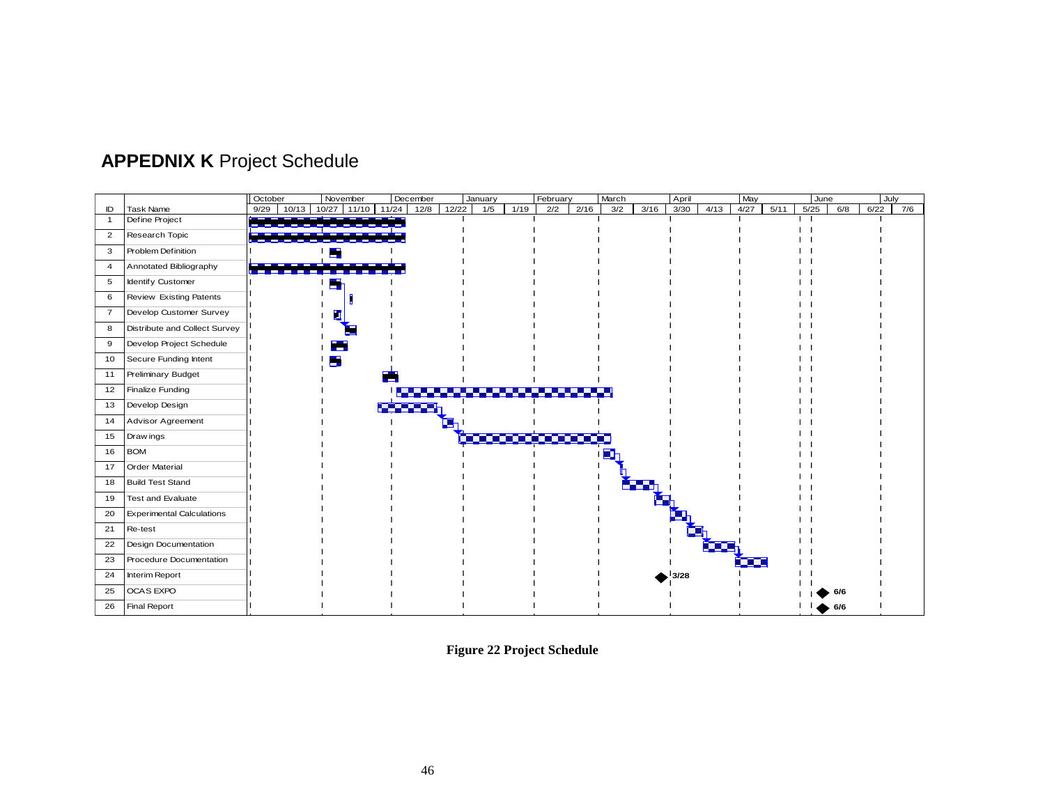**APPEDNIX K** Project Schedule

| ID | Task Name |
|---|---|
| 1 | Define Project |
| 2 | Research Topic |
| 3 | Problem Definition |
| 4 | Annotated Bibliography |
| 5 | Identify Customer |
| 6 | Review Existing Patents |
| 7 | Develop Customer Survey |
| 8 | Distribute and Collect Survey |
| 9 | Develop Project Schedule |
| 10 | Secure Funding Intent |
| 11 | Preliminary Budget |
| 12 | Finalize Funding |
| 13 | Develop Design |
| 14 | Advisor Agreement |
| 15 | Drawings |
| 16 | BOM |
| 17 | Order Material |
| 18 | Build Test Stand |
| 19 | Test and Evaluate |
| 20 | Experimental Calculations |
| 21 | Re-test |
| 22 | Design Documentation |
| 23 | Procedure Documentation |
| 24 | Interim Report (3/28) |
| 25 | OCAS EXPO (6/6) |
| 26 | Final Report (6/6) |

Timeline: October (9/29, 10/13), November (10/27, 11/10), December (11/24, 12/8), January (12/22, 1/5, 1/19), February (2/2, 2/16), March (3/2, 3/16), April (3/30, 4/13), May (4/27, 5/11), June (5/25, 6/8), July (6/22, 7/6)

**Figure 22 Project Schedule**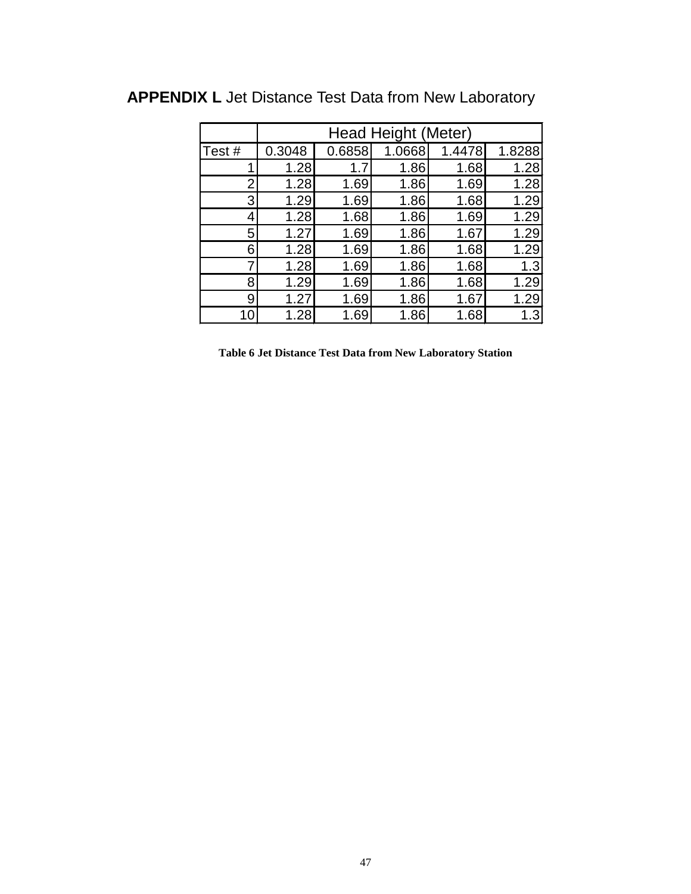## **APPENDIX L** Jet Distance Test Data from New Laboratory

| | Head Height (Meter) | | | | |
|---|---|---|---|---|---|
| Test # | 0.3048 | 0.6858 | 1.0668 | 1.4478 | 1.8288 |
| 1 | 1.28 | 1.7 | 1.86 | 1.68 | 1.28 |
| 2 | 1.28 | 1.69 | 1.86 | 1.69 | 1.28 |
| 3 | 1.29 | 1.69 | 1.86 | 1.68 | 1.29 |
| 4 | 1.28 | 1.68 | 1.86 | 1.69 | 1.29 |
| 5 | 1.27 | 1.69 | 1.86 | 1.67 | 1.29 |
| 6 | 1.28 | 1.69 | 1.86 | 1.68 | 1.29 |
| 7 | 1.28 | 1.69 | 1.86 | 1.68 | 1.3 |
| 8 | 1.29 | 1.69 | 1.86 | 1.68 | 1.29 |
| 9 | 1.27 | 1.69 | 1.86 | 1.67 | 1.29 |
| 10 | 1.28 | 1.69 | 1.86 | 1.68 | 1.3 |

**Table 6 Jet Distance Test Data from New Laboratory Station**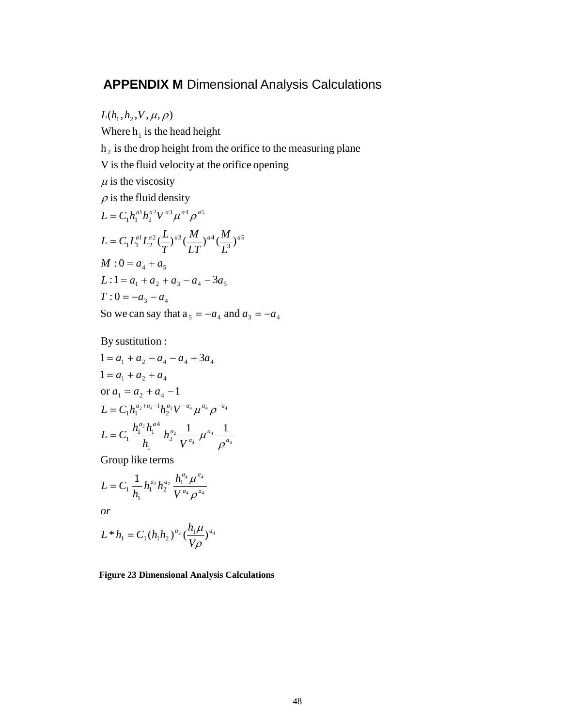# APPENDIX M Dimensional Analysis Calculations

$L(h_1, h_2, V, \mu, \rho)$

Where $h_1$ is the head height

$h_2$ is the drop height from the orifice to the measuring plane

V is the fluid velocity at the orifice opening

$\mu$ is the viscosity

$\rho$ is the fluid density

$$L = C_1 h_1^{a1} h_2^{a2} V^{a3} \mu^{a4} \rho^{a5}$$

$$L = C_1 L_1^{a1} L_2^{a2} (\frac{L}{T})^{a3} (\frac{M}{LT})^{a4} (\frac{M}{L^3})^{a5}$$

$$M : 0 = a_4 + a_5$$

$$L : 1 = a_1 + a_2 + a_3 - a_4 - 3a_5$$

$$T : 0 = -a_3 - a_4$$

So we can say that $a_5 = -a_4$ and $a_3 = -a_4$

By sustitution :

$$1 = a_1 + a_2 - a_4 - a_4 + 3a_4$$

$$1 = a_1 + a_2 + a_4$$

or $a_1 = a_2 + a_4 - 1$

$$L = C_1 h_1^{a_2 + a_4 - 1} h_2^{a_2} V^{-a_4} \mu^{a_4} \rho^{-a_4}$$

$$L = C_1 \frac{h_1^{a_2} h_1^{a4}}{h_1} h_2^{a_2} \frac{1}{V^{a_4}} \mu^{a_4} \frac{1}{\rho^{a_4}}$$

Group like terms

$$L = C_1 \frac{1}{h_1} h_1^{a_2} h_2^{a_2} \frac{h_1^{a_4} \mu^{a_4}}{V^{a_4} \rho^{a_4}}$$

*or*

$$L * h_1 = C_1 (h_1 h_2)^{a_2} (\frac{h_1 \mu}{V \rho})^{a_4}$$

**Figure 23 Dimensional Analysis Calculations**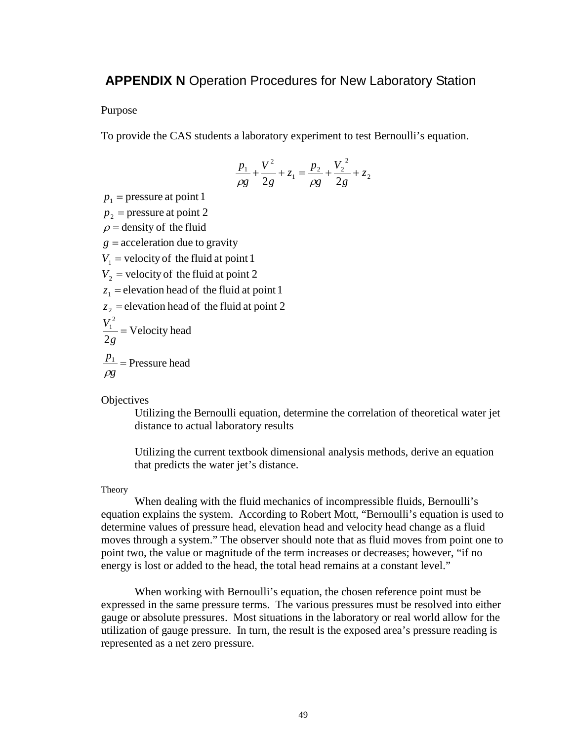# **APPENDIX N** Operation Procedures for New Laboratory Station

Purpose

To provide the CAS students a laboratory experiment to test Bernoulli's equation.

$$\frac{p_1}{\rho g} + \frac{V^2}{2g} + z_1 = \frac{p_2}{\rho g} + \frac{V_2^{\,2}}{2g} + z_2$$

$p_1$ = pressure at point 1
$p_2$ = pressure at point 2
$\rho$ = density of the fluid
$g$ = acceleration due to gravity
$V_1$ = velocity of the fluid at point 1
$V_2$ = velocity of the fluid at point 2
$z_1$ = elevation head of the fluid at point 1
$z_2$ = elevation head of the fluid at point 2
$\frac{V_1^2}{2g}$ = Velocity head
$\frac{p_1}{\rho g}$ = Pressure head

Objectives

Utilizing the Bernoulli equation, determine the correlation of theoretical water jet distance to actual laboratory results

Utilizing the current textbook dimensional analysis methods, derive an equation that predicts the water jet's distance.

Theory

When dealing with the fluid mechanics of incompressible fluids, Bernoulli's equation explains the system. According to Robert Mott, "Bernoulli's equation is used to determine values of pressure head, elevation head and velocity head change as a fluid moves through a system." The observer should note that as fluid moves from point one to point two, the value or magnitude of the term increases or decreases; however, "if no energy is lost or added to the head, the total head remains at a constant level."

When working with Bernoulli's equation, the chosen reference point must be expressed in the same pressure terms. The various pressures must be resolved into either gauge or absolute pressures. Most situations in the laboratory or real world allow for the utilization of gauge pressure. In turn, the result is the exposed area's pressure reading is represented as a net zero pressure.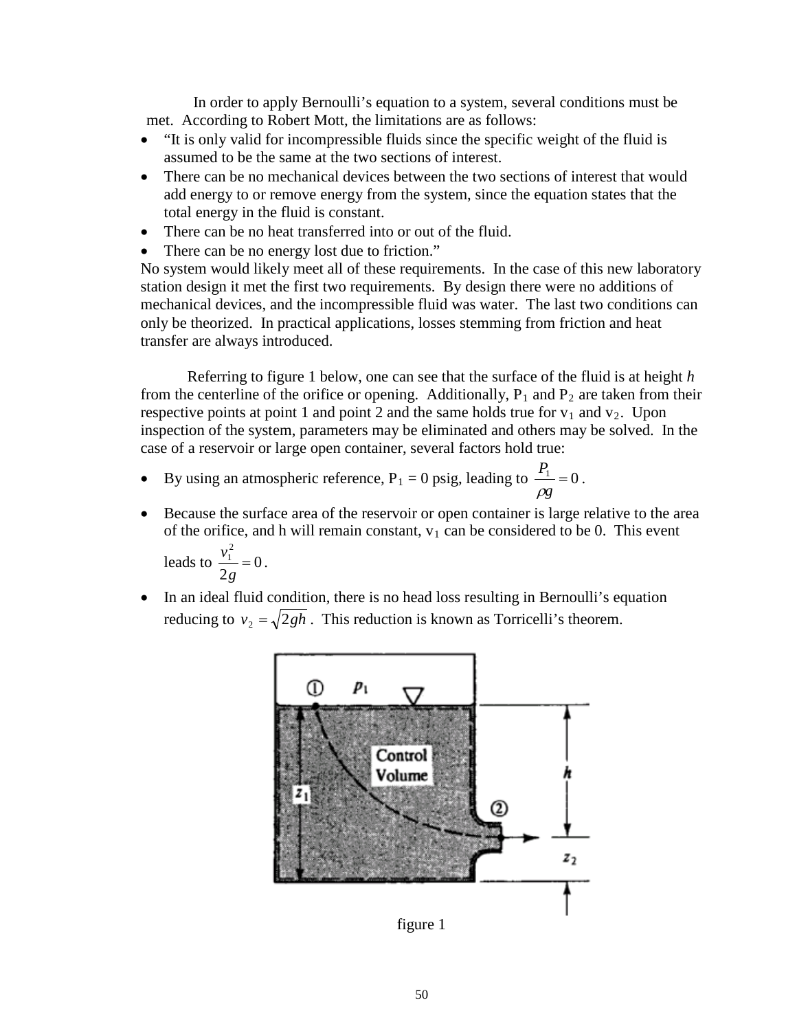In order to apply Bernoulli's equation to a system, several conditions must be met. According to Robert Mott, the limitations are as follows:

- "It is only valid for incompressible fluids since the specific weight of the fluid is assumed to be the same at the two sections of interest.
- There can be no mechanical devices between the two sections of interest that would add energy to or remove energy from the system, since the equation states that the total energy in the fluid is constant.
- There can be no heat transferred into or out of the fluid.
- There can be no energy lost due to friction."

No system would likely meet all of these requirements. In the case of this new laboratory station design it met the first two requirements. By design there were no additions of mechanical devices, and the incompressible fluid was water. The last two conditions can only be theorized. In practical applications, losses stemming from friction and heat transfer are always introduced.

Referring to figure 1 below, one can see that the surface of the fluid is at height *h* from the centerline of the orifice or opening. Additionally, $P_1$ and $P_2$ are taken from their respective points at point 1 and point 2 and the same holds true for $v_1$ and $v_2$. Upon inspection of the system, parameters may be eliminated and others may be solved. In the case of a reservoir or large open container, several factors hold true:

- By using an atmospheric reference, $P_1 = 0$ psig, leading to $\frac{P_1}{\rho g} = 0$.
- Because the surface area of the reservoir or open container is large relative to the area of the orifice, and h will remain constant, $v_1$ can be considered to be 0. This event leads to $\frac{v_1^2}{2g} = 0$.
- In an ideal fluid condition, there is no head loss resulting in Bernoulli's equation reducing to $v_2 = \sqrt{2gh}$. This reduction is known as Torricelli's theorem.

figure 1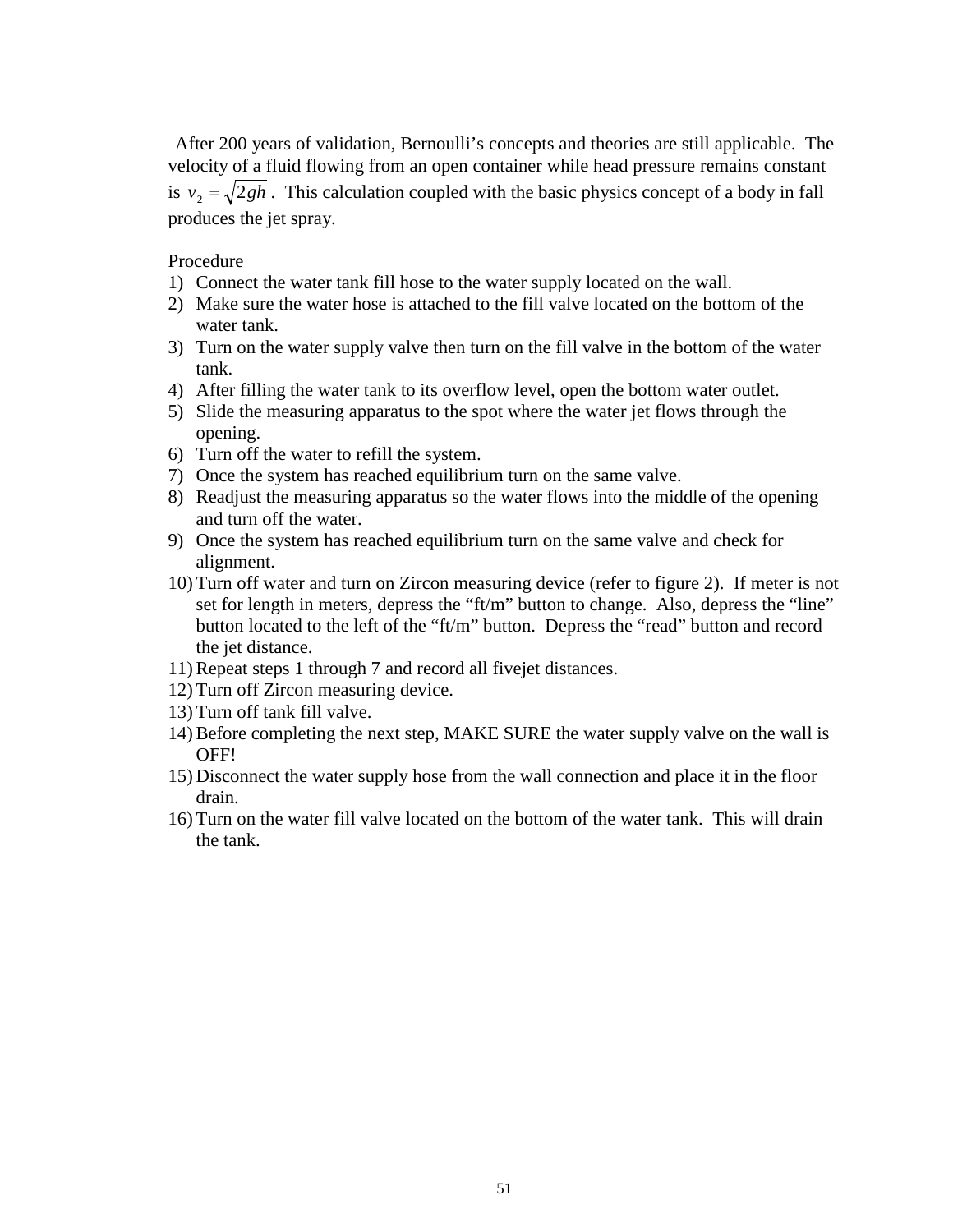After 200 years of validation, Bernoulli's concepts and theories are still applicable. The velocity of a fluid flowing from an open container while head pressure remains constant is $v_2 = \sqrt{2gh}$. This calculation coupled with the basic physics concept of a body in fall produces the jet spray.

Procedure

1) Connect the water tank fill hose to the water supply located on the wall.
2) Make sure the water hose is attached to the fill valve located on the bottom of the water tank.
3) Turn on the water supply valve then turn on the fill valve in the bottom of the water tank.
4) After filling the water tank to its overflow level, open the bottom water outlet.
5) Slide the measuring apparatus to the spot where the water jet flows through the opening.
6) Turn off the water to refill the system.
7) Once the system has reached equilibrium turn on the same valve.
8) Readjust the measuring apparatus so the water flows into the middle of the opening and turn off the water.
9) Once the system has reached equilibrium turn on the same valve and check for alignment.
10) Turn off water and turn on Zircon measuring device (refer to figure 2). If meter is not set for length in meters, depress the "ft/m" button to change. Also, depress the "line" button located to the left of the "ft/m" button. Depress the "read" button and record the jet distance.
11) Repeat steps 1 through 7 and record all fivejet distances.
12) Turn off Zircon measuring device.
13) Turn off tank fill valve.
14) Before completing the next step, MAKE SURE the water supply valve on the wall is OFF!
15) Disconnect the water supply hose from the wall connection and place it in the floor drain.
16) Turn on the water fill valve located on the bottom of the water tank. This will drain the tank.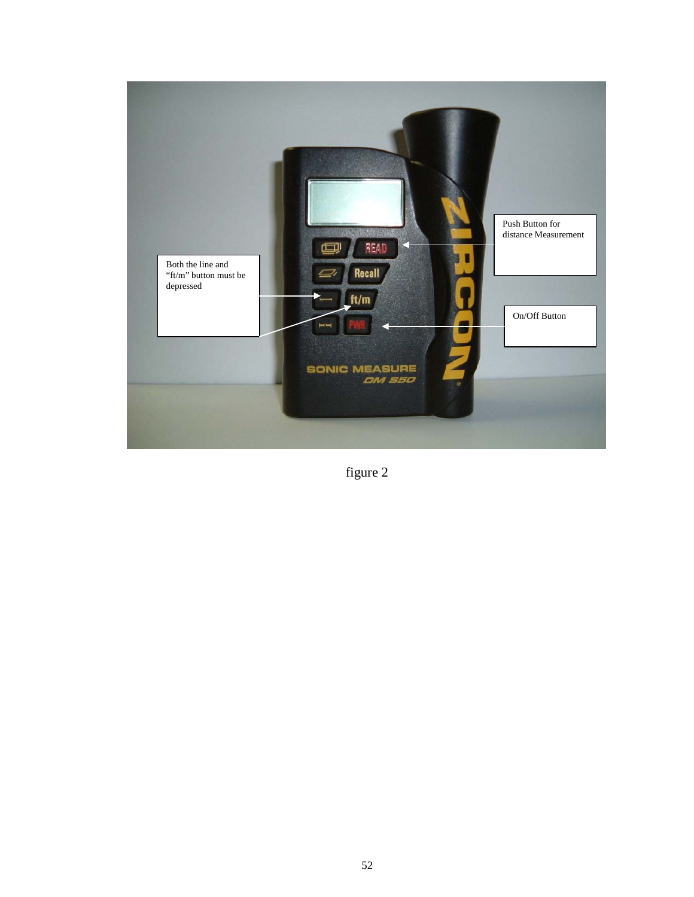Both the line and "ft/m" button must be depressed

Push Button for distance Measurement

On/Off Button

figure 2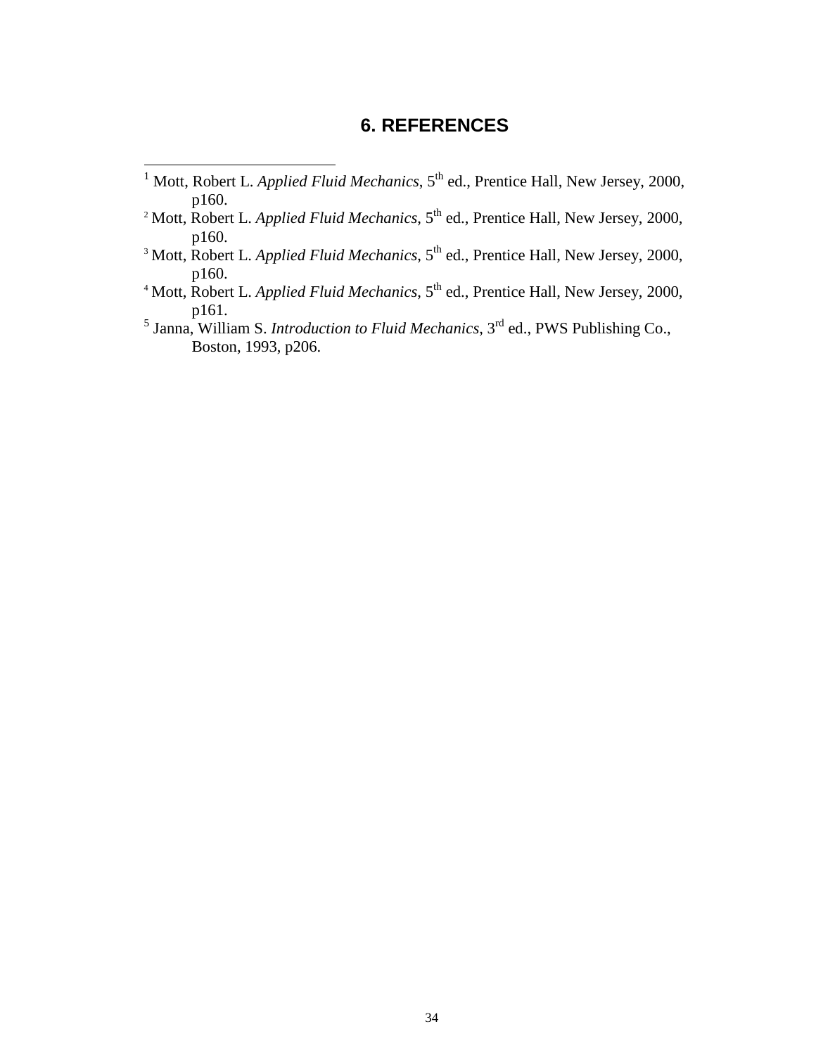## 6. REFERENCES

[1] Mott, Robert L. *Applied Fluid Mechanics*, 5th ed., Prentice Hall, New Jersey, 2000, p160.

[2] Mott, Robert L. *Applied Fluid Mechanics*, 5th ed., Prentice Hall, New Jersey, 2000, p160.

[3] Mott, Robert L. *Applied Fluid Mechanics*, 5th ed., Prentice Hall, New Jersey, 2000, p160.

[4] Mott, Robert L. *Applied Fluid Mechanics*, 5th ed., Prentice Hall, New Jersey, 2000, p161.

[5] Janna, William S. *Introduction to Fluid Mechanics*, 3rd ed., PWS Publishing Co., Boston, 1993, p206.